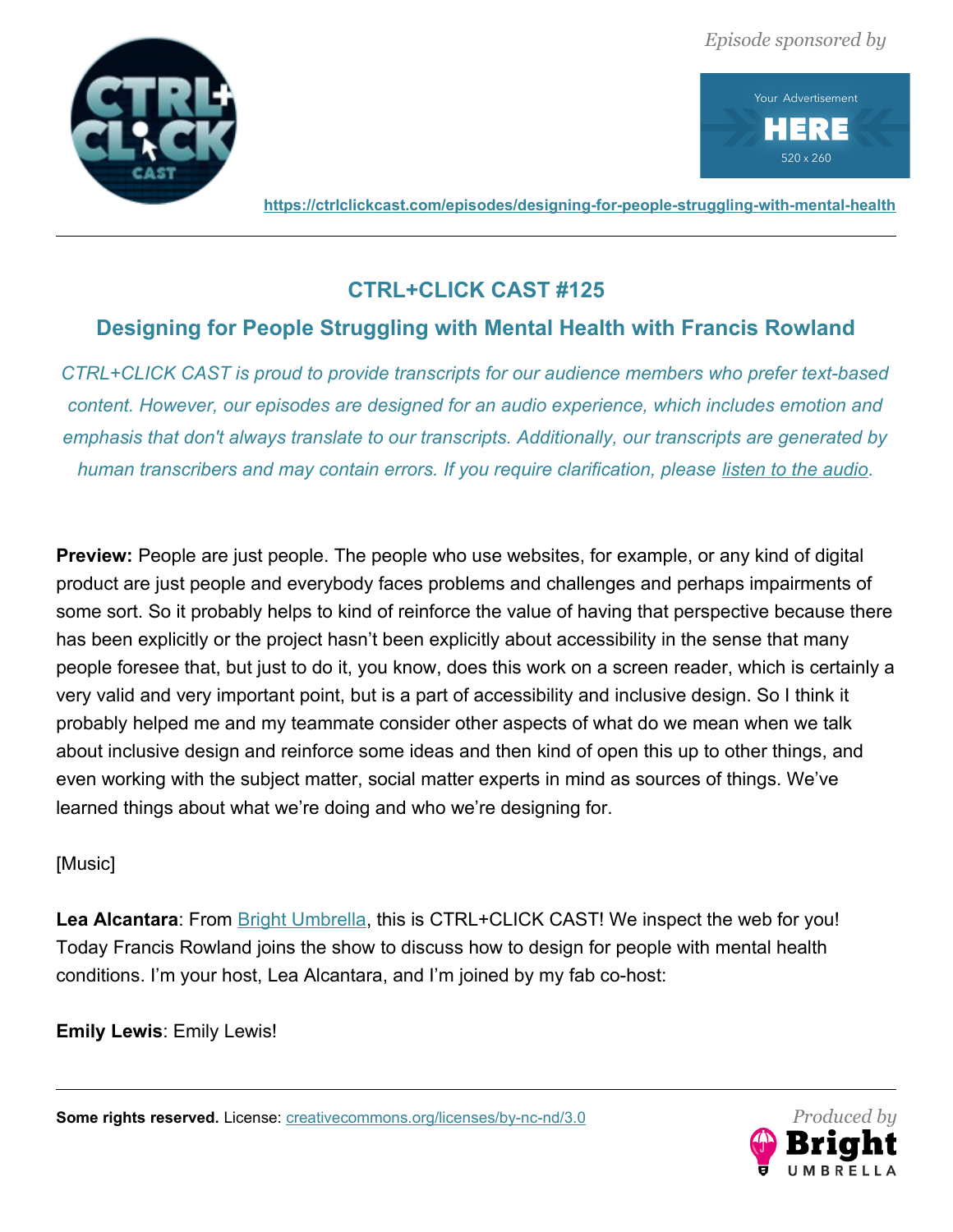*Episode sponsored by*

https://ctrlclickcast.com/episodes/designing-for-people-struggling-with-mental-health

## CTRL+CLICK CAST #125

## Designing for People Struggling with Mental Health with Francis Rowland

*CTRL+CLICK CAST is proud to provide transcripts for our audience members who prefer text-based content. However, our episodes are designed for an audio experience, which includes emotion and emphasis that don't always translate to our transcripts. Additionally, our transcripts are generated by human transcribers and may contain errors. If you require clarification, please listen to the audio.*

**Preview:** People are just people. The people who use websites, for example, or any kind of digital product are just people and everybody faces problems and challenges and perhaps impairments of some sort. So it probably helps to kind of reinforce the value of having that perspective because there has been explicitly or the project hasn't been explicitly about accessibility in the sense that many people foresee that, but just to do it, you know, does this work on a screen reader, which is certainly a very valid and very important point, but is a part of accessibility and inclusive design. So I think it probably helped me and my teammate consider other aspects of what do we mean when we talk about inclusive design and reinforce some ideas and then kind of open this up to other things, and even working with the subject matter, social matter experts in mind as sources of things. We've learned things about what we're doing and who we're designing for.

[Music]

**Lea Alcantara**: From Bright Umbrella, this is CTRL+CLICK CAST! We inspect the web for you! Today Francis Rowland joins the show to discuss how to design for people with mental health conditions. I'm your host, Lea Alcantara, and I'm joined by my fab co-host:

**Emily Lewis**: Emily Lewis!

**Some rights reserved.** License: creativecommons.org/licenses/by-nc-nd/3.0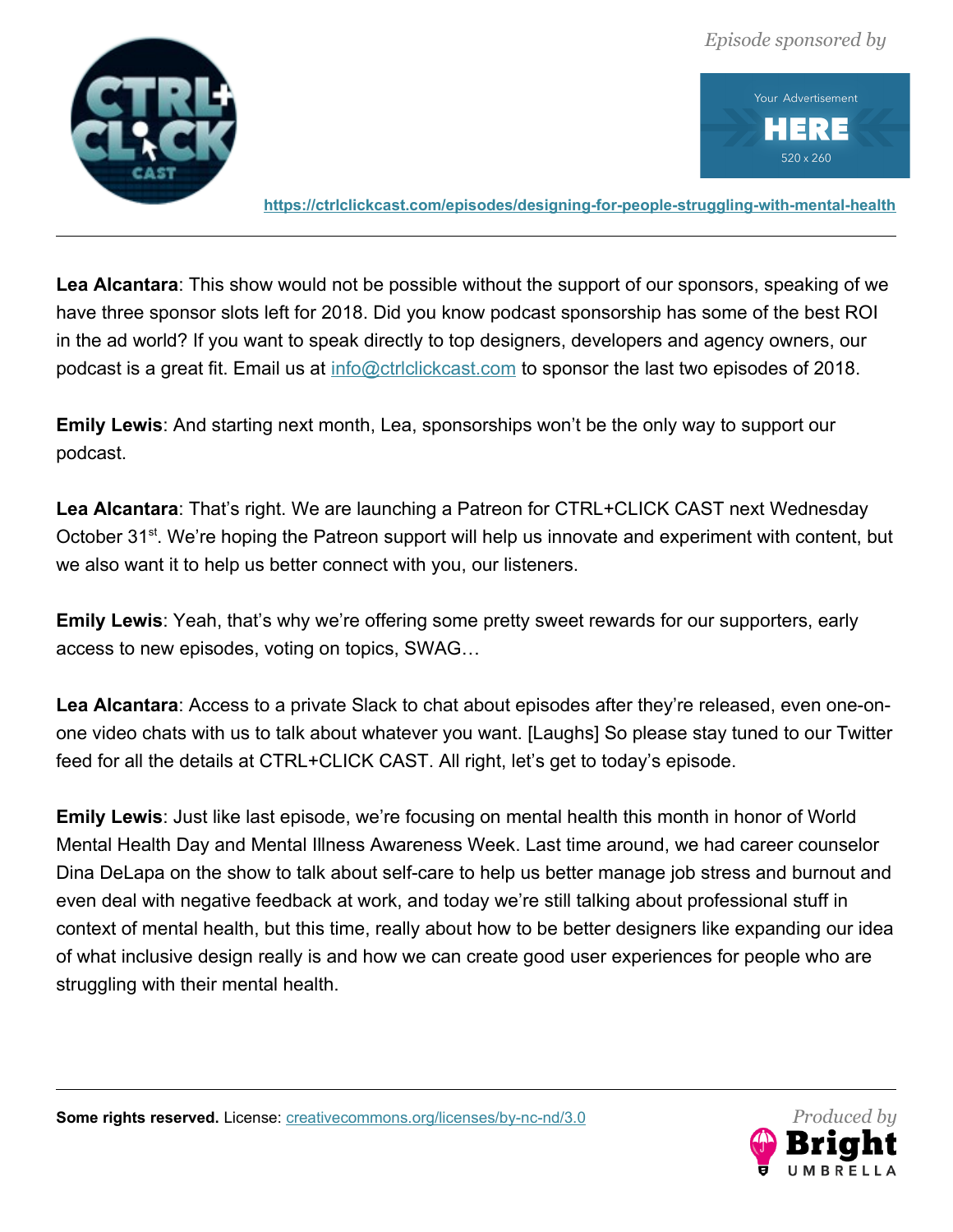**Lea Alcantara**: This show would not be possible without the support of our sponsors, speaking of we have three sponsor slots left for 2018. Did you know podcast sponsorship has some of the best ROI in the ad world? If you want to speak directly to top designers, developers and agency owners, our podcast is a great fit. Email us at info@ctrlclickcast.com to sponsor the last two episodes of 2018.

**Emily Lewis**: And starting next month, Lea, sponsorships won't be the only way to support our podcast.

**Lea Alcantara**: That's right. We are launching a Patreon for CTRL+CLICK CAST next Wednesday October 31st. We're hoping the Patreon support will help us innovate and experiment with content, but we also want it to help us better connect with you, our listeners.

**Emily Lewis**: Yeah, that's why we're offering some pretty sweet rewards for our supporters, early access to new episodes, voting on topics, SWAG…

**Lea Alcantara**: Access to a private Slack to chat about episodes after they're released, even one-on-one video chats with us to talk about whatever you want. [Laughs] So please stay tuned to our Twitter feed for all the details at CTRL+CLICK CAST. All right, let's get to today's episode.

**Emily Lewis**: Just like last episode, we're focusing on mental health this month in honor of World Mental Health Day and Mental Illness Awareness Week. Last time around, we had career counselor Dina DeLapa on the show to talk about self-care to help us better manage job stress and burnout and even deal with negative feedback at work, and today we're still talking about professional stuff in context of mental health, but this time, really about how to be better designers like expanding our idea of what inclusive design really is and how we can create good user experiences for people who are struggling with their mental health.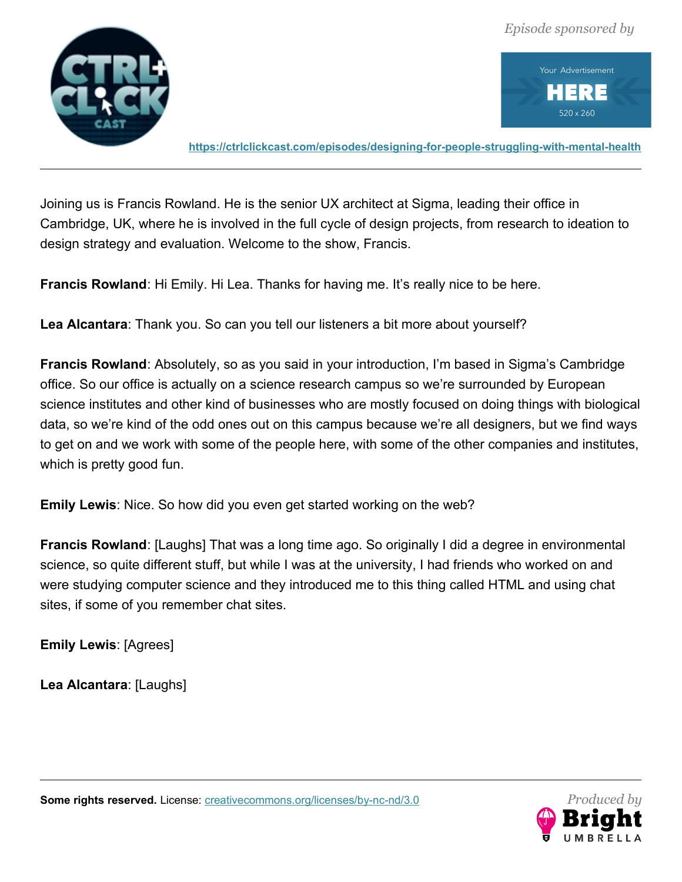Joining us is Francis Rowland. He is the senior UX architect at Sigma, leading their office in Cambridge, UK, where he is involved in the full cycle of design projects, from research to ideation to design strategy and evaluation. Welcome to the show, Francis.

**Francis Rowland**: Hi Emily. Hi Lea. Thanks for having me. It's really nice to be here.

**Lea Alcantara**: Thank you. So can you tell our listeners a bit more about yourself?

**Francis Rowland**: Absolutely, so as you said in your introduction, I'm based in Sigma's Cambridge office. So our office is actually on a science research campus so we're surrounded by European science institutes and other kind of businesses who are mostly focused on doing things with biological data, so we're kind of the odd ones out on this campus because we're all designers, but we find ways to get on and we work with some of the people here, with some of the other companies and institutes, which is pretty good fun.

**Emily Lewis**: Nice. So how did you even get started working on the web?

**Francis Rowland**: [Laughs] That was a long time ago. So originally I did a degree in environmental science, so quite different stuff, but while I was at the university, I had friends who worked on and were studying computer science and they introduced me to this thing called HTML and using chat sites, if some of you remember chat sites.

**Emily Lewis**: [Agrees]

**Lea Alcantara**: [Laughs]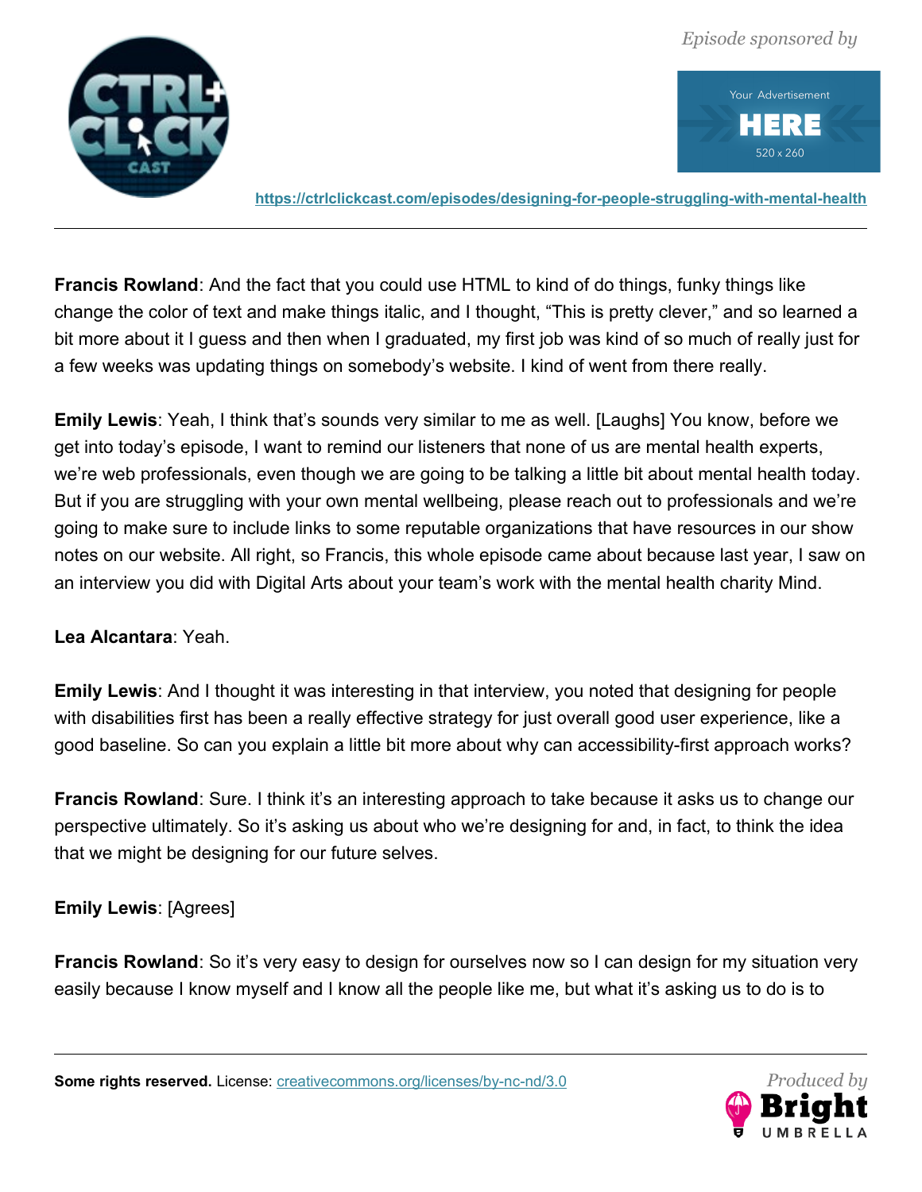**Francis Rowland**: And the fact that you could use HTML to kind of do things, funky things like change the color of text and make things italic, and I thought, “This is pretty clever,” and so learned a bit more about it I guess and then when I graduated, my first job was kind of so much of really just for a few weeks was updating things on somebody’s website. I kind of went from there really.

**Emily Lewis**: Yeah, I think that’s sounds very similar to me as well. [Laughs] You know, before we get into today’s episode, I want to remind our listeners that none of us are mental health experts, we’re web professionals, even though we are going to be talking a little bit about mental health today. But if you are struggling with your own mental wellbeing, please reach out to professionals and we’re going to make sure to include links to some reputable organizations that have resources in our show notes on our website. All right, so Francis, this whole episode came about because last year, I saw on an interview you did with Digital Arts about your team’s work with the mental health charity Mind.

**Lea Alcantara**: Yeah.

**Emily Lewis**: And I thought it was interesting in that interview, you noted that designing for people with disabilities first has been a really effective strategy for just overall good user experience, like a good baseline. So can you explain a little bit more about why can accessibility-first approach works?

**Francis Rowland**: Sure. I think it’s an interesting approach to take because it asks us to change our perspective ultimately. So it’s asking us about who we’re designing for and, in fact, to think the idea that we might be designing for our future selves.

**Emily Lewis**: [Agrees]

**Francis Rowland**: So it’s very easy to design for ourselves now so I can design for my situation very easily because I know myself and I know all the people like me, but what it’s asking us to do is to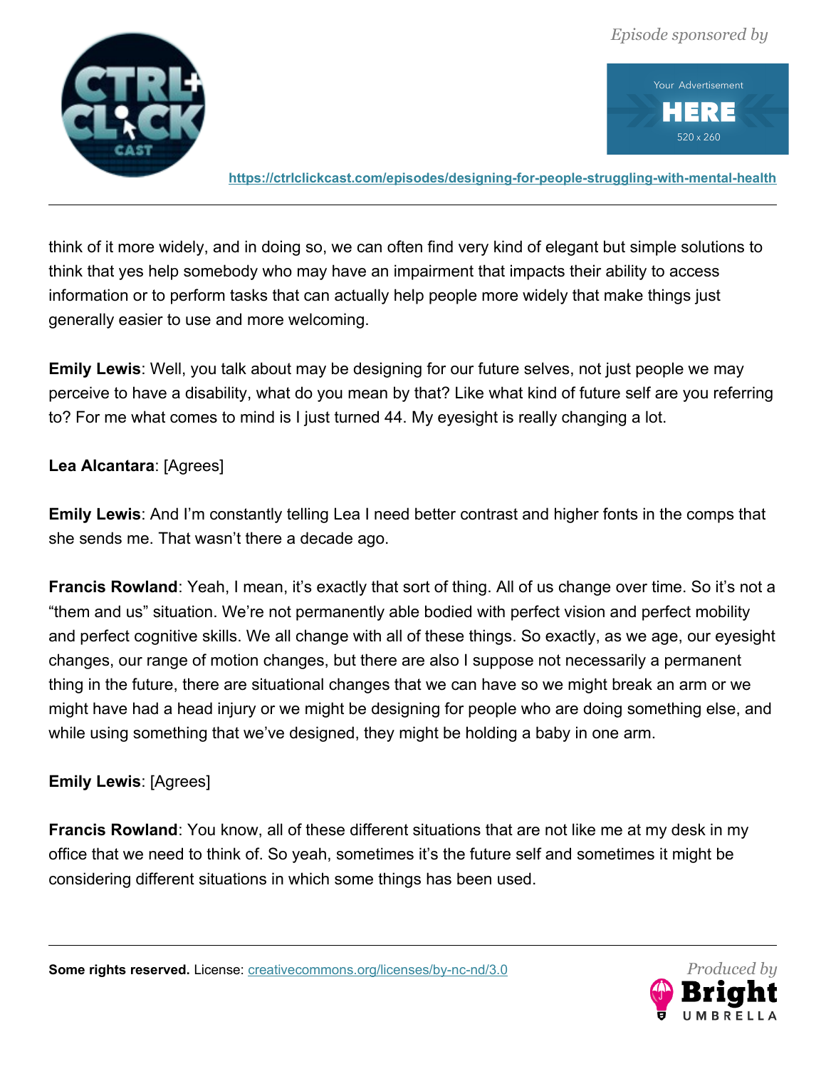think of it more widely, and in doing so, we can often find very kind of elegant but simple solutions to think that yes help somebody who may have an impairment that impacts their ability to access information or to perform tasks that can actually help people more widely that make things just generally easier to use and more welcoming.

**Emily Lewis**: Well, you talk about may be designing for our future selves, not just people we may perceive to have a disability, what do you mean by that? Like what kind of future self are you referring to? For me what comes to mind is I just turned 44. My eyesight is really changing a lot.

**Lea Alcantara**: [Agrees]

**Emily Lewis**: And I'm constantly telling Lea I need better contrast and higher fonts in the comps that she sends me. That wasn't there a decade ago.

**Francis Rowland**: Yeah, I mean, it's exactly that sort of thing. All of us change over time. So it's not a "them and us" situation. We're not permanently able bodied with perfect vision and perfect mobility and perfect cognitive skills. We all change with all of these things. So exactly, as we age, our eyesight changes, our range of motion changes, but there are also I suppose not necessarily a permanent thing in the future, there are situational changes that we can have so we might break an arm or we might have had a head injury or we might be designing for people who are doing something else, and while using something that we've designed, they might be holding a baby in one arm.

**Emily Lewis**: [Agrees]

**Francis Rowland**: You know, all of these different situations that are not like me at my desk in my office that we need to think of. So yeah, sometimes it's the future self and sometimes it might be considering different situations in which some things has been used.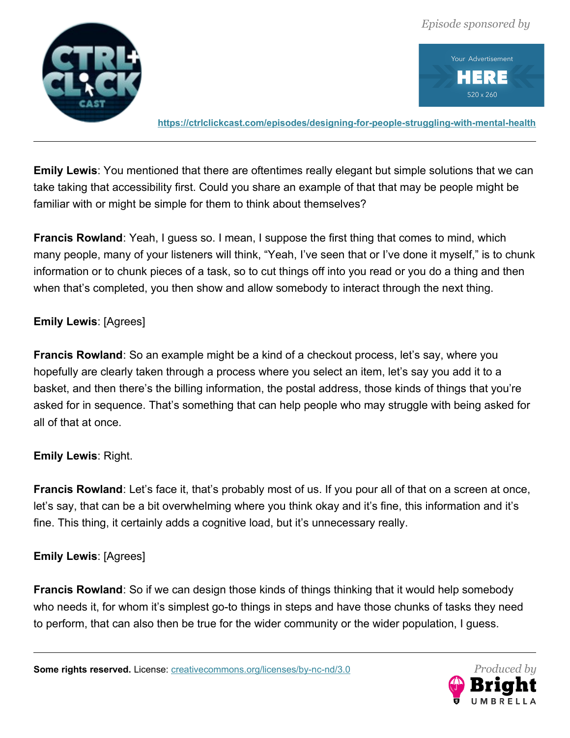**Emily Lewis**: You mentioned that there are oftentimes really elegant but simple solutions that we can take taking that accessibility first. Could you share an example of that that may be people might be familiar with or might be simple for them to think about themselves?

**Francis Rowland**: Yeah, I guess so. I mean, I suppose the first thing that comes to mind, which many people, many of your listeners will think, "Yeah, I've seen that or I've done it myself," is to chunk information or to chunk pieces of a task, so to cut things off into you read or you do a thing and then when that's completed, you then show and allow somebody to interact through the next thing.

**Emily Lewis**: [Agrees]

**Francis Rowland**: So an example might be a kind of a checkout process, let's say, where you hopefully are clearly taken through a process where you select an item, let's say you add it to a basket, and then there's the billing information, the postal address, those kinds of things that you're asked for in sequence. That's something that can help people who may struggle with being asked for all of that at once.

**Emily Lewis**: Right.

**Francis Rowland**: Let's face it, that's probably most of us. If you pour all of that on a screen at once, let's say, that can be a bit overwhelming where you think okay and it's fine, this information and it's fine. This thing, it certainly adds a cognitive load, but it's unnecessary really.

**Emily Lewis**: [Agrees]

**Francis Rowland**: So if we can design those kinds of things thinking that it would help somebody who needs it, for whom it's simplest go-to things in steps and have those chunks of tasks they need to perform, that can also then be true for the wider community or the wider population, I guess.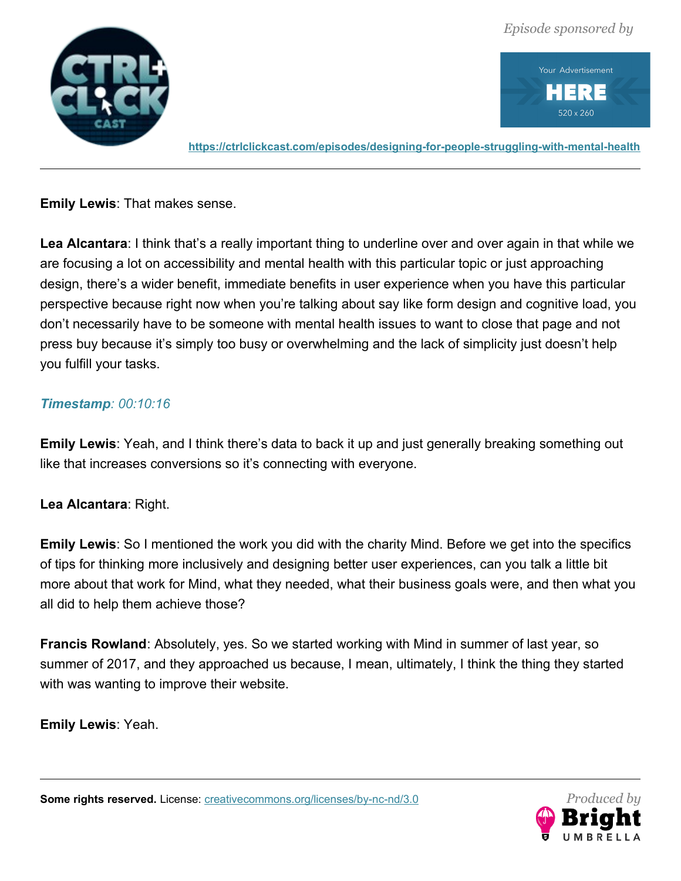**Emily Lewis**: That makes sense.

**Lea Alcantara**: I think that's a really important thing to underline over and over again in that while we are focusing a lot on accessibility and mental health with this particular topic or just approaching design, there's a wider benefit, immediate benefits in user experience when you have this particular perspective because right now when you're talking about say like form design and cognitive load, you don't necessarily have to be someone with mental health issues to want to close that page and not press buy because it's simply too busy or overwhelming and the lack of simplicity just doesn't help you fulfill your tasks.

***Timestamp**: 00:10:16*

**Emily Lewis**: Yeah, and I think there's data to back it up and just generally breaking something out like that increases conversions so it's connecting with everyone.

**Lea Alcantara**: Right.

**Emily Lewis**: So I mentioned the work you did with the charity Mind. Before we get into the specifics of tips for thinking more inclusively and designing better user experiences, can you talk a little bit more about that work for Mind, what they needed, what their business goals were, and then what you all did to help them achieve those?

**Francis Rowland**: Absolutely, yes. So we started working with Mind in summer of last year, so summer of 2017, and they approached us because, I mean, ultimately, I think the thing they started with was wanting to improve their website.

**Emily Lewis**: Yeah.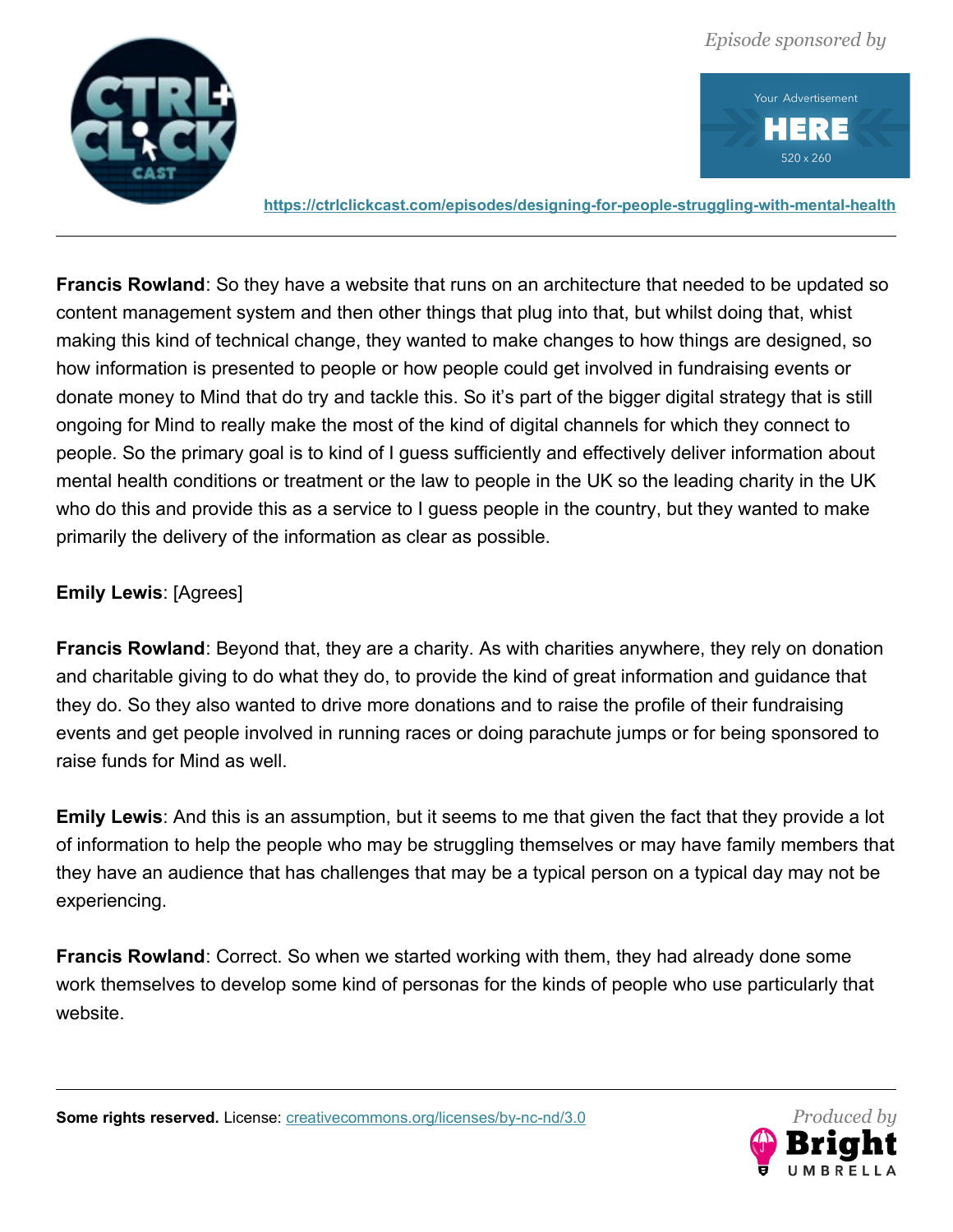**Francis Rowland**: So they have a website that runs on an architecture that needed to be updated so content management system and then other things that plug into that, but whilst doing that, whist making this kind of technical change, they wanted to make changes to how things are designed, so how information is presented to people or how people could get involved in fundraising events or donate money to Mind that do try and tackle this. So it's part of the bigger digital strategy that is still ongoing for Mind to really make the most of the kind of digital channels for which they connect to people. So the primary goal is to kind of I guess sufficiently and effectively deliver information about mental health conditions or treatment or the law to people in the UK so the leading charity in the UK who do this and provide this as a service to I guess people in the country, but they wanted to make primarily the delivery of the information as clear as possible.

**Emily Lewis**: [Agrees]

**Francis Rowland**: Beyond that, they are a charity. As with charities anywhere, they rely on donation and charitable giving to do what they do, to provide the kind of great information and guidance that they do. So they also wanted to drive more donations and to raise the profile of their fundraising events and get people involved in running races or doing parachute jumps or for being sponsored to raise funds for Mind as well.

**Emily Lewis**: And this is an assumption, but it seems to me that given the fact that they provide a lot of information to help the people who may be struggling themselves or may have family members that they have an audience that has challenges that may be a typical person on a typical day may not be experiencing.

**Francis Rowland**: Correct. So when we started working with them, they had already done some work themselves to develop some kind of personas for the kinds of people who use particularly that website.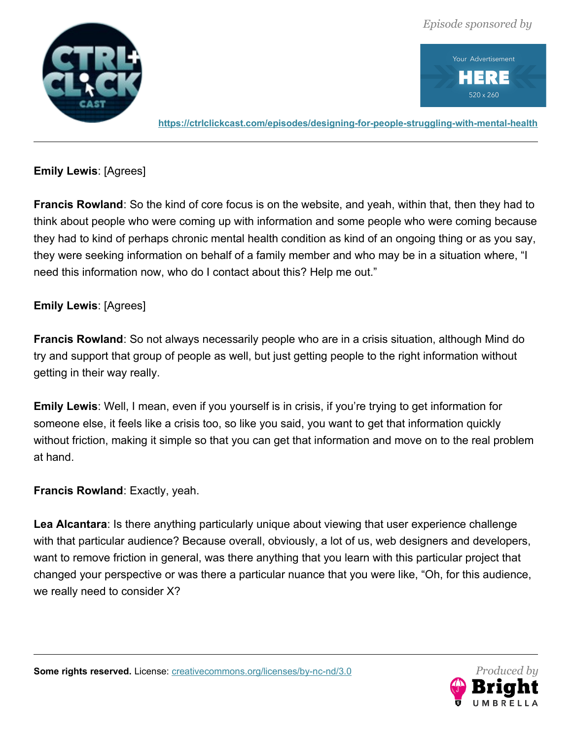**Emily Lewis**: [Agrees]

**Francis Rowland**: So the kind of core focus is on the website, and yeah, within that, then they had to think about people who were coming up with information and some people who were coming because they had to kind of perhaps chronic mental health condition as kind of an ongoing thing or as you say, they were seeking information on behalf of a family member and who may be in a situation where, "I need this information now, who do I contact about this? Help me out."

**Emily Lewis**: [Agrees]

**Francis Rowland**: So not always necessarily people who are in a crisis situation, although Mind do try and support that group of people as well, but just getting people to the right information without getting in their way really.

**Emily Lewis**: Well, I mean, even if you yourself is in crisis, if you're trying to get information for someone else, it feels like a crisis too, so like you said, you want to get that information quickly without friction, making it simple so that you can get that information and move on to the real problem at hand.

**Francis Rowland**: Exactly, yeah.

**Lea Alcantara**: Is there anything particularly unique about viewing that user experience challenge with that particular audience? Because overall, obviously, a lot of us, web designers and developers, want to remove friction in general, was there anything that you learn with this particular project that changed your perspective or was there a particular nuance that you were like, "Oh, for this audience, we really need to consider X?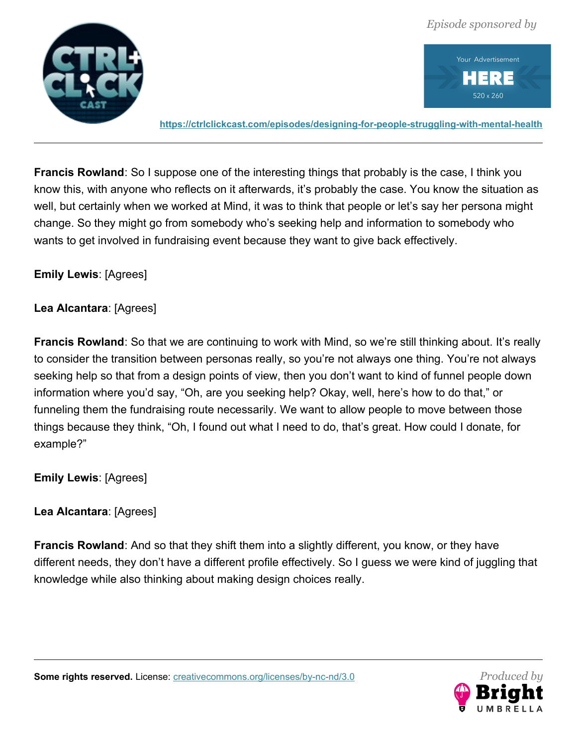**Francis Rowland**: So I suppose one of the interesting things that probably is the case, I think you know this, with anyone who reflects on it afterwards, it's probably the case. You know the situation as well, but certainly when we worked at Mind, it was to think that people or let's say her persona might change. So they might go from somebody who's seeking help and information to somebody who wants to get involved in fundraising event because they want to give back effectively.

**Emily Lewis**: [Agrees]

**Lea Alcantara**: [Agrees]

**Francis Rowland**: So that we are continuing to work with Mind, so we're still thinking about. It's really to consider the transition between personas really, so you're not always one thing. You're not always seeking help so that from a design points of view, then you don't want to kind of funnel people down information where you'd say, "Oh, are you seeking help? Okay, well, here's how to do that," or funneling them the fundraising route necessarily. We want to allow people to move between those things because they think, "Oh, I found out what I need to do, that's great. How could I donate, for example?"

**Emily Lewis**: [Agrees]

**Lea Alcantara**: [Agrees]

**Francis Rowland**: And so that they shift them into a slightly different, you know, or they have different needs, they don't have a different profile effectively. So I guess we were kind of juggling that knowledge while also thinking about making design choices really.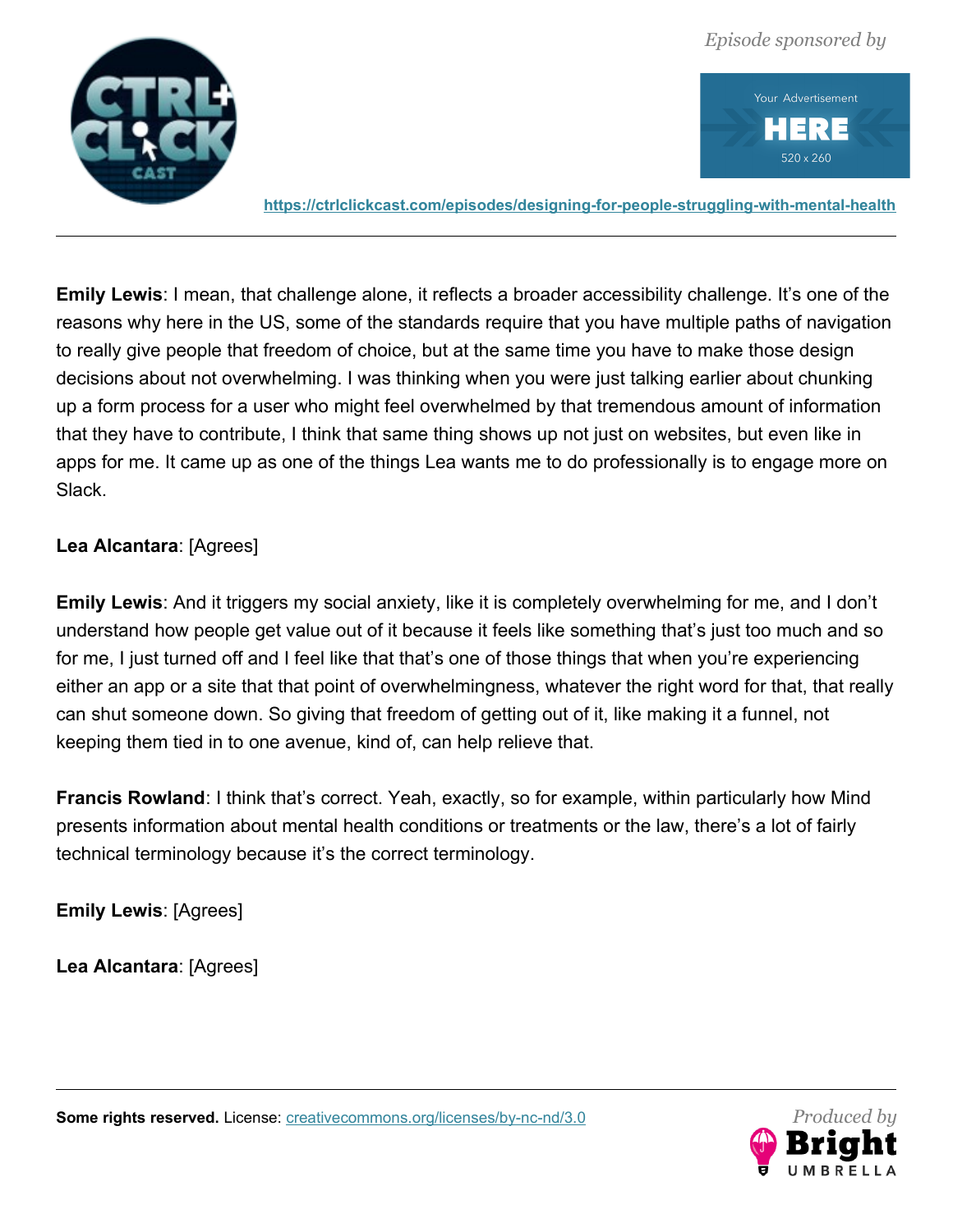**Emily Lewis**: I mean, that challenge alone, it reflects a broader accessibility challenge. It's one of the reasons why here in the US, some of the standards require that you have multiple paths of navigation to really give people that freedom of choice, but at the same time you have to make those design decisions about not overwhelming. I was thinking when you were just talking earlier about chunking up a form process for a user who might feel overwhelmed by that tremendous amount of information that they have to contribute, I think that same thing shows up not just on websites, but even like in apps for me. It came up as one of the things Lea wants me to do professionally is to engage more on Slack.

**Lea Alcantara**: [Agrees]

**Emily Lewis**: And it triggers my social anxiety, like it is completely overwhelming for me, and I don't understand how people get value out of it because it feels like something that's just too much and so for me, I just turned off and I feel like that that's one of those things that when you're experiencing either an app or a site that that point of overwhelmingness, whatever the right word for that, that really can shut someone down. So giving that freedom of getting out of it, like making it a funnel, not keeping them tied in to one avenue, kind of, can help relieve that.

**Francis Rowland**: I think that's correct. Yeah, exactly, so for example, within particularly how Mind presents information about mental health conditions or treatments or the law, there's a lot of fairly technical terminology because it's the correct terminology.

**Emily Lewis**: [Agrees]

**Lea Alcantara**: [Agrees]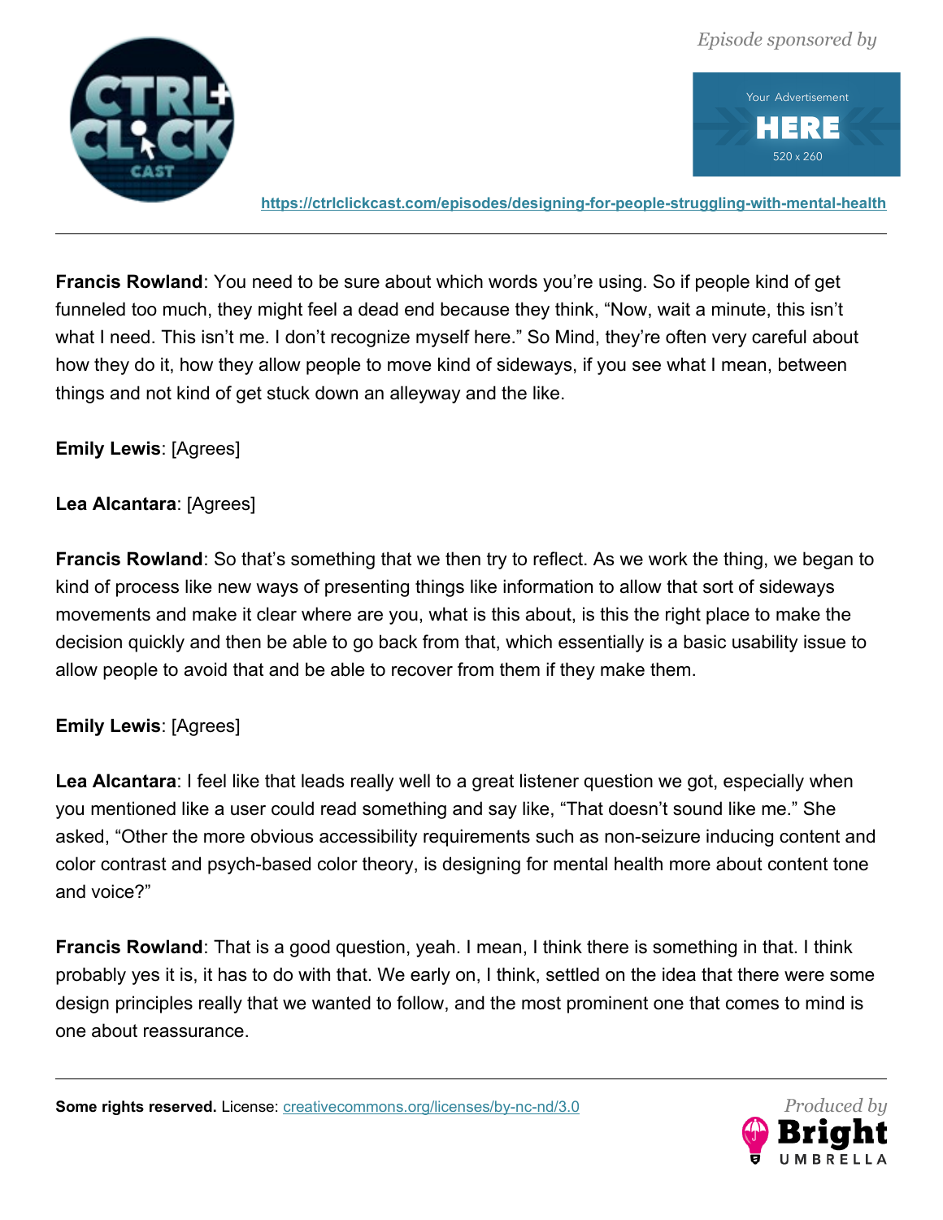**Francis Rowland**: You need to be sure about which words you're using. So if people kind of get funneled too much, they might feel a dead end because they think, "Now, wait a minute, this isn't what I need. This isn't me. I don't recognize myself here." So Mind, they're often very careful about how they do it, how they allow people to move kind of sideways, if you see what I mean, between things and not kind of get stuck down an alleyway and the like.

**Emily Lewis**: [Agrees]

**Lea Alcantara**: [Agrees]

**Francis Rowland**: So that's something that we then try to reflect. As we work the thing, we began to kind of process like new ways of presenting things like information to allow that sort of sideways movements and make it clear where are you, what is this about, is this the right place to make the decision quickly and then be able to go back from that, which essentially is a basic usability issue to allow people to avoid that and be able to recover from them if they make them.

**Emily Lewis**: [Agrees]

**Lea Alcantara**: I feel like that leads really well to a great listener question we got, especially when you mentioned like a user could read something and say like, "That doesn't sound like me." She asked, "Other the more obvious accessibility requirements such as non-seizure inducing content and color contrast and psych-based color theory, is designing for mental health more about content tone and voice?"

**Francis Rowland**: That is a good question, yeah. I mean, I think there is something in that. I think probably yes it is, it has to do with that. We early on, I think, settled on the idea that there were some design principles really that we wanted to follow, and the most prominent one that comes to mind is one about reassurance.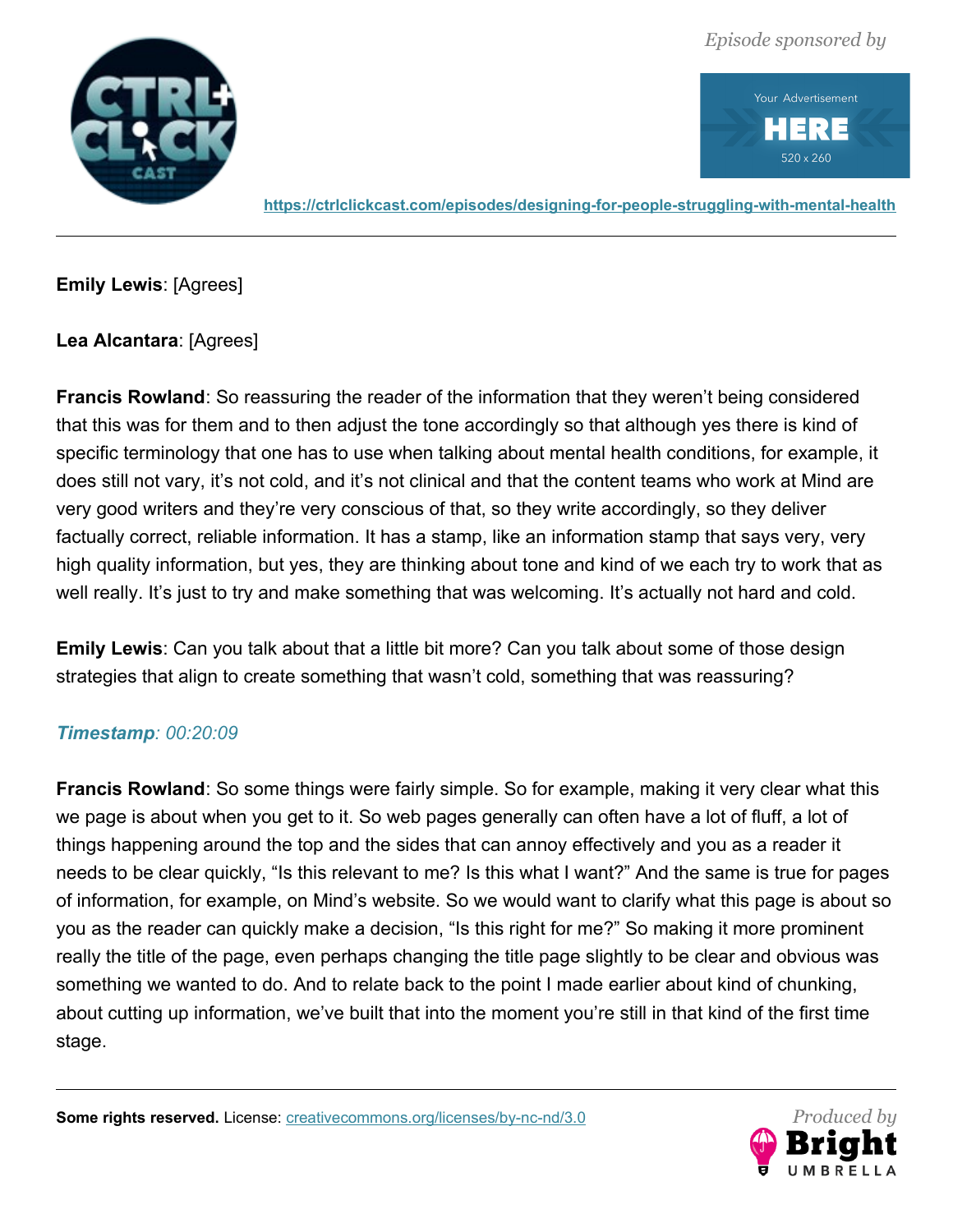**Emily Lewis**: [Agrees]

**Lea Alcantara**: [Agrees]

**Francis Rowland**: So reassuring the reader of the information that they weren't being considered that this was for them and to then adjust the tone accordingly so that although yes there is kind of specific terminology that one has to use when talking about mental health conditions, for example, it does still not vary, it's not cold, and it's not clinical and that the content teams who work at Mind are very good writers and they're very conscious of that, so they write accordingly, so they deliver factually correct, reliable information. It has a stamp, like an information stamp that says very, very high quality information, but yes, they are thinking about tone and kind of we each try to work that as well really. It's just to try and make something that was welcoming. It's actually not hard and cold.

**Emily Lewis**: Can you talk about that a little bit more? Can you talk about some of those design strategies that align to create something that wasn't cold, something that was reassuring?

***Timestamp**: 00:20:09*

**Francis Rowland**: So some things were fairly simple. So for example, making it very clear what this we page is about when you get to it. So web pages generally can often have a lot of fluff, a lot of things happening around the top and the sides that can annoy effectively and you as a reader it needs to be clear quickly, "Is this relevant to me? Is this what I want?" And the same is true for pages of information, for example, on Mind's website. So we would want to clarify what this page is about so you as the reader can quickly make a decision, "Is this right for me?" So making it more prominent really the title of the page, even perhaps changing the title page slightly to be clear and obvious was something we wanted to do. And to relate back to the point I made earlier about kind of chunking, about cutting up information, we've built that into the moment you're still in that kind of the first time stage.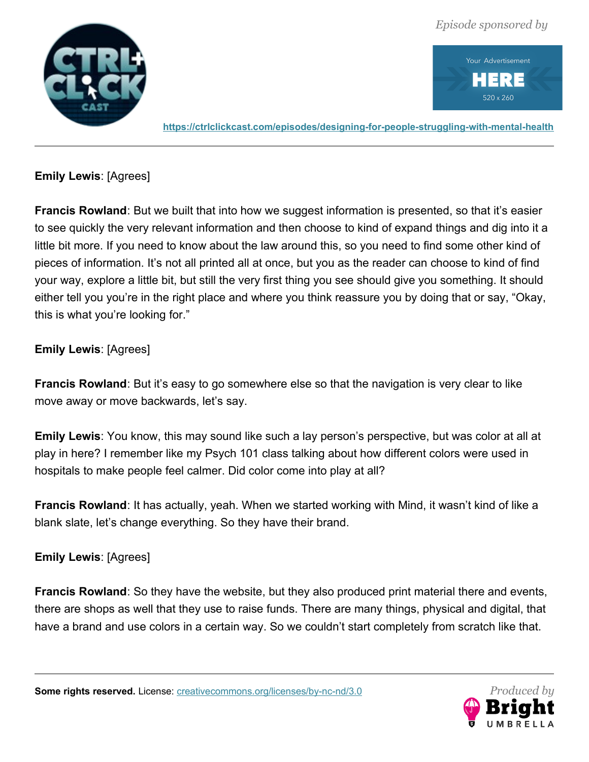**Emily Lewis**: [Agrees]

**Francis Rowland**: But we built that into how we suggest information is presented, so that it's easier to see quickly the very relevant information and then choose to kind of expand things and dig into it a little bit more. If you need to know about the law around this, so you need to find some other kind of pieces of information. It's not all printed all at once, but you as the reader can choose to kind of find your way, explore a little bit, but still the very first thing you see should give you something. It should either tell you you're in the right place and where you think reassure you by doing that or say, "Okay, this is what you're looking for."

**Emily Lewis**: [Agrees]

**Francis Rowland**: But it's easy to go somewhere else so that the navigation is very clear to like move away or move backwards, let's say.

**Emily Lewis**: You know, this may sound like such a lay person's perspective, but was color at all at play in here? I remember like my Psych 101 class talking about how different colors were used in hospitals to make people feel calmer. Did color come into play at all?

**Francis Rowland**: It has actually, yeah. When we started working with Mind, it wasn't kind of like a blank slate, let's change everything. So they have their brand.

**Emily Lewis**: [Agrees]

**Francis Rowland**: So they have the website, but they also produced print material there and events, there are shops as well that they use to raise funds. There are many things, physical and digital, that have a brand and use colors in a certain way. So we couldn't start completely from scratch like that.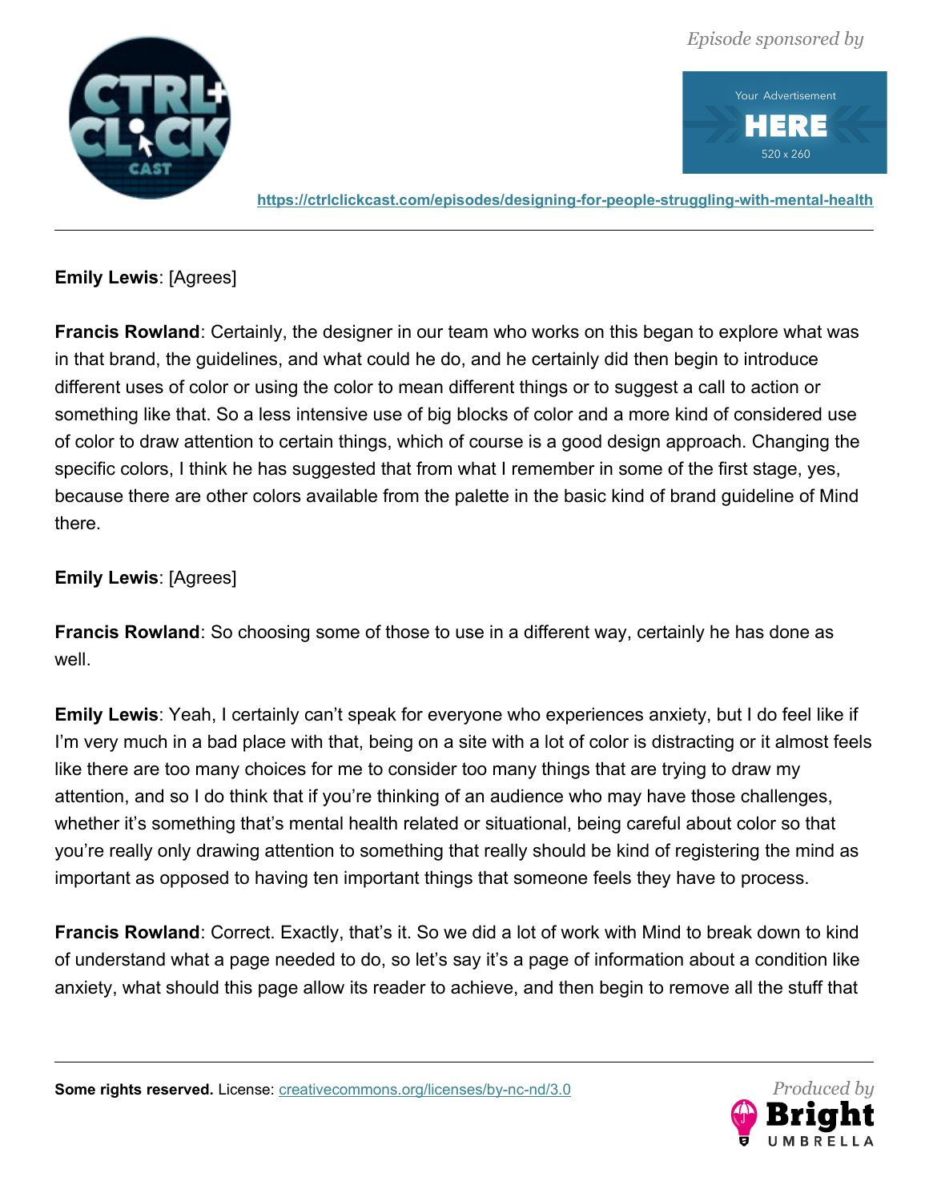**Emily Lewis**: [Agrees]

**Francis Rowland**: Certainly, the designer in our team who works on this began to explore what was in that brand, the guidelines, and what could he do, and he certainly did then begin to introduce different uses of color or using the color to mean different things or to suggest a call to action or something like that. So a less intensive use of big blocks of color and a more kind of considered use of color to draw attention to certain things, which of course is a good design approach. Changing the specific colors, I think he has suggested that from what I remember in some of the first stage, yes, because there are other colors available from the palette in the basic kind of brand guideline of Mind there.

**Emily Lewis**: [Agrees]

**Francis Rowland**: So choosing some of those to use in a different way, certainly he has done as well.

**Emily Lewis**: Yeah, I certainly can't speak for everyone who experiences anxiety, but I do feel like if I'm very much in a bad place with that, being on a site with a lot of color is distracting or it almost feels like there are too many choices for me to consider too many things that are trying to draw my attention, and so I do think that if you're thinking of an audience who may have those challenges, whether it's something that's mental health related or situational, being careful about color so that you're really only drawing attention to something that really should be kind of registering the mind as important as opposed to having ten important things that someone feels they have to process.

**Francis Rowland**: Correct. Exactly, that's it. So we did a lot of work with Mind to break down to kind of understand what a page needed to do, so let's say it's a page of information about a condition like anxiety, what should this page allow its reader to achieve, and then begin to remove all the stuff that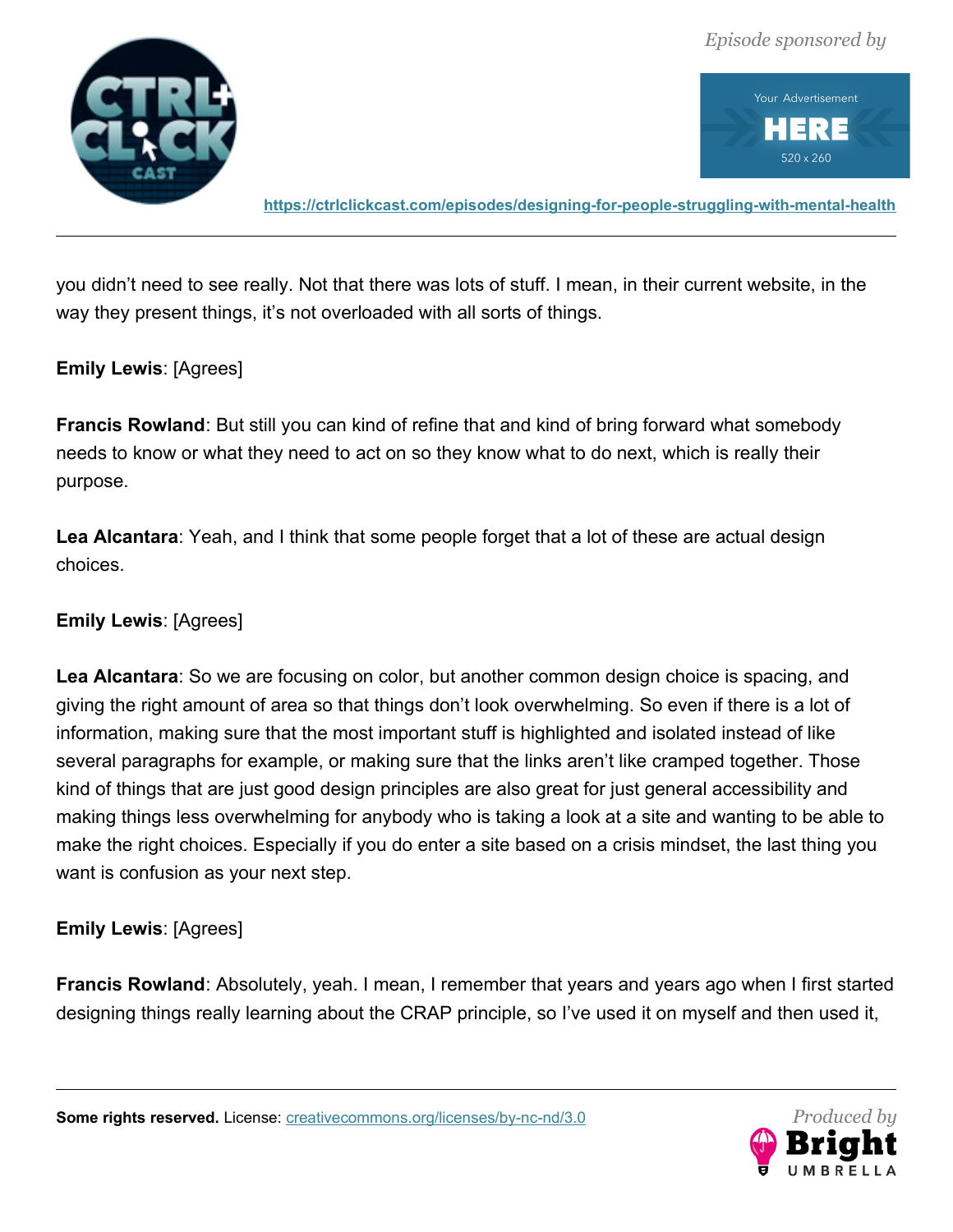you didn't need to see really. Not that there was lots of stuff. I mean, in their current website, in the way they present things, it's not overloaded with all sorts of things.

**Emily Lewis**: [Agrees]

**Francis Rowland**: But still you can kind of refine that and kind of bring forward what somebody needs to know or what they need to act on so they know what to do next, which is really their purpose.

**Lea Alcantara**: Yeah, and I think that some people forget that a lot of these are actual design choices.

**Emily Lewis**: [Agrees]

**Lea Alcantara**: So we are focusing on color, but another common design choice is spacing, and giving the right amount of area so that things don't look overwhelming. So even if there is a lot of information, making sure that the most important stuff is highlighted and isolated instead of like several paragraphs for example, or making sure that the links aren't like cramped together. Those kind of things that are just good design principles are also great for just general accessibility and making things less overwhelming for anybody who is taking a look at a site and wanting to be able to make the right choices. Especially if you do enter a site based on a crisis mindset, the last thing you want is confusion as your next step.

**Emily Lewis**: [Agrees]

**Francis Rowland**: Absolutely, yeah. I mean, I remember that years and years ago when I first started designing things really learning about the CRAP principle, so I've used it on myself and then used it,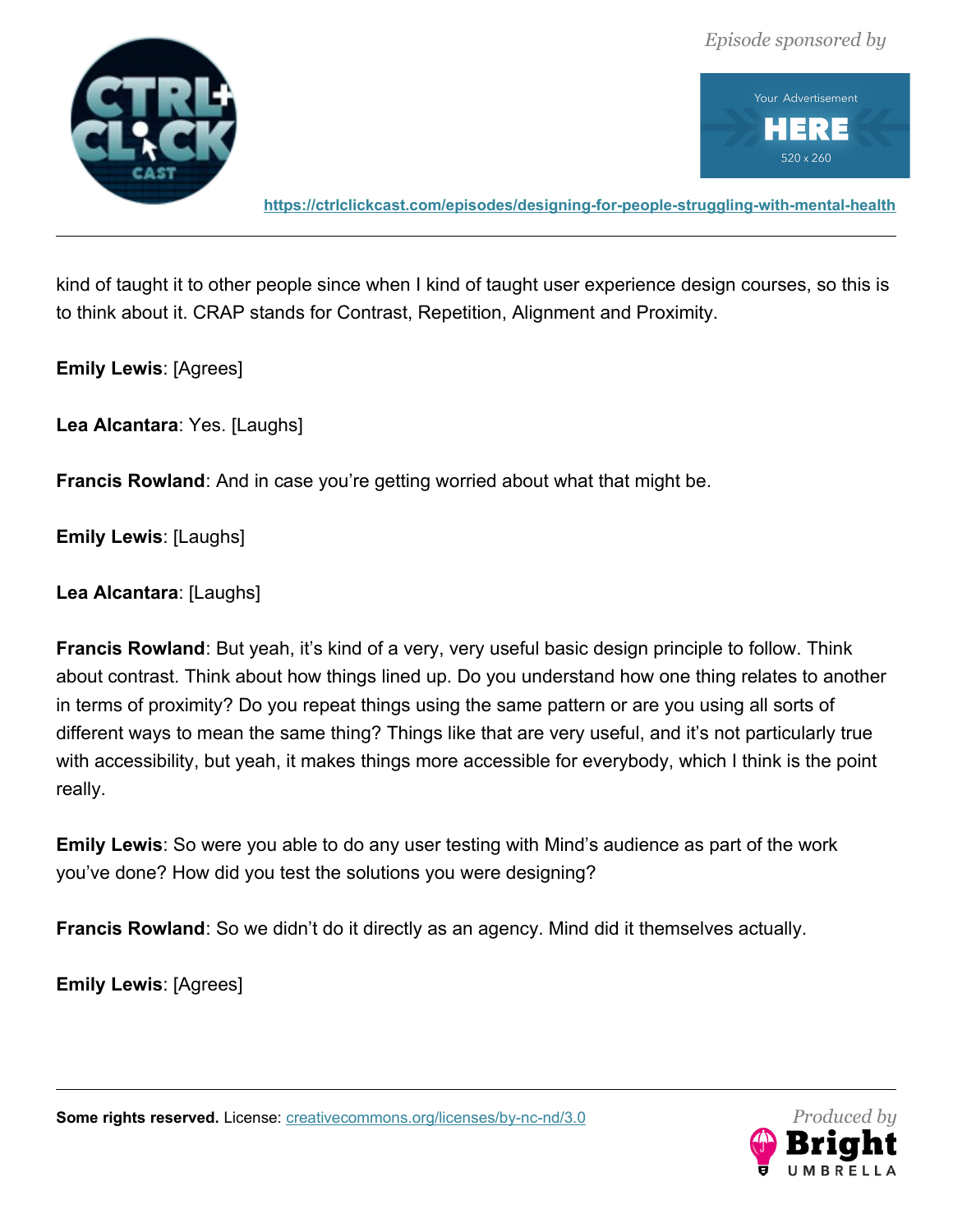kind of taught it to other people since when I kind of taught user experience design courses, so this is to think about it. CRAP stands for Contrast, Repetition, Alignment and Proximity.

**Emily Lewis**: [Agrees]

**Lea Alcantara**: Yes. [Laughs]

**Francis Rowland**: And in case you're getting worried about what that might be.

**Emily Lewis**: [Laughs]

**Lea Alcantara**: [Laughs]

**Francis Rowland**: But yeah, it's kind of a very, very useful basic design principle to follow. Think about contrast. Think about how things lined up. Do you understand how one thing relates to another in terms of proximity? Do you repeat things using the same pattern or are you using all sorts of different ways to mean the same thing? Things like that are very useful, and it's not particularly true with accessibility, but yeah, it makes things more accessible for everybody, which I think is the point really.

**Emily Lewis**: So were you able to do any user testing with Mind's audience as part of the work you've done? How did you test the solutions you were designing?

**Francis Rowland**: So we didn't do it directly as an agency. Mind did it themselves actually.

**Emily Lewis**: [Agrees]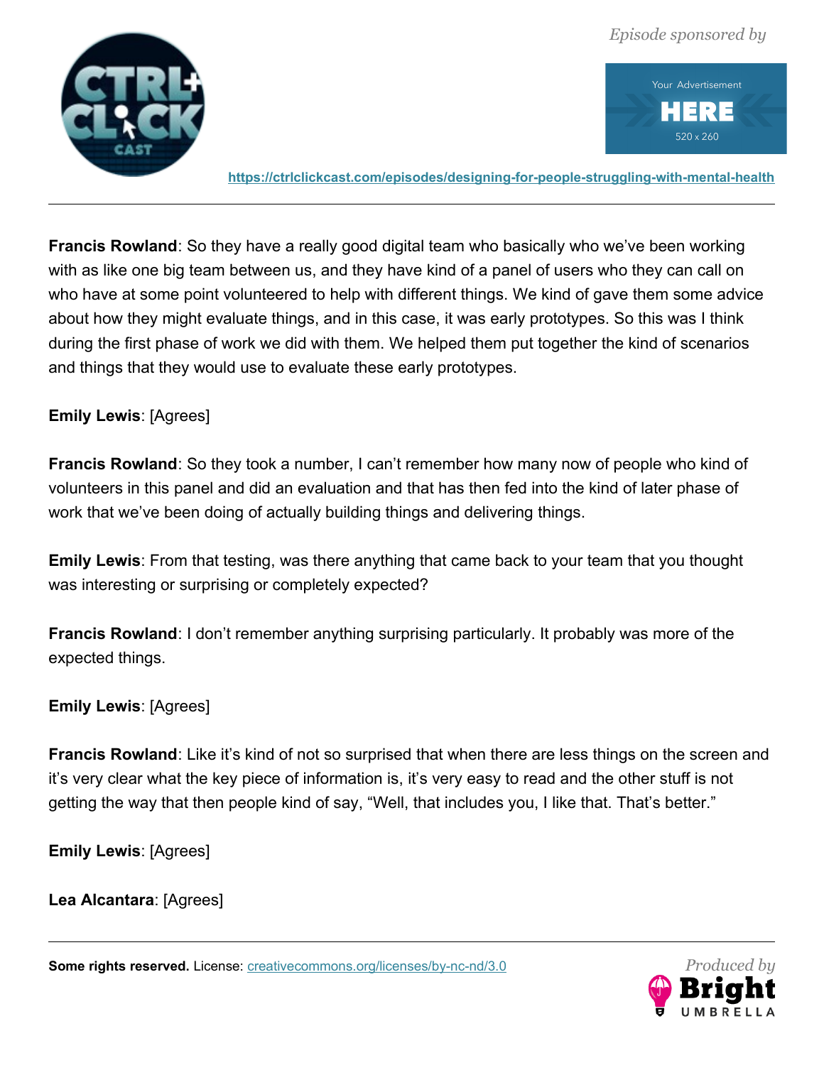**Francis Rowland**: So they have a really good digital team who basically who we've been working with as like one big team between us, and they have kind of a panel of users who they can call on who have at some point volunteered to help with different things. We kind of gave them some advice about how they might evaluate things, and in this case, it was early prototypes. So this was I think during the first phase of work we did with them. We helped them put together the kind of scenarios and things that they would use to evaluate these early prototypes.

**Emily Lewis**: [Agrees]

**Francis Rowland**: So they took a number, I can't remember how many now of people who kind of volunteers in this panel and did an evaluation and that has then fed into the kind of later phase of work that we've been doing of actually building things and delivering things.

**Emily Lewis**: From that testing, was there anything that came back to your team that you thought was interesting or surprising or completely expected?

**Francis Rowland**: I don't remember anything surprising particularly. It probably was more of the expected things.

**Emily Lewis**: [Agrees]

**Francis Rowland**: Like it's kind of not so surprised that when there are less things on the screen and it's very clear what the key piece of information is, it's very easy to read and the other stuff is not getting the way that then people kind of say, "Well, that includes you, I like that. That's better."

**Emily Lewis**: [Agrees]

**Lea Alcantara**: [Agrees]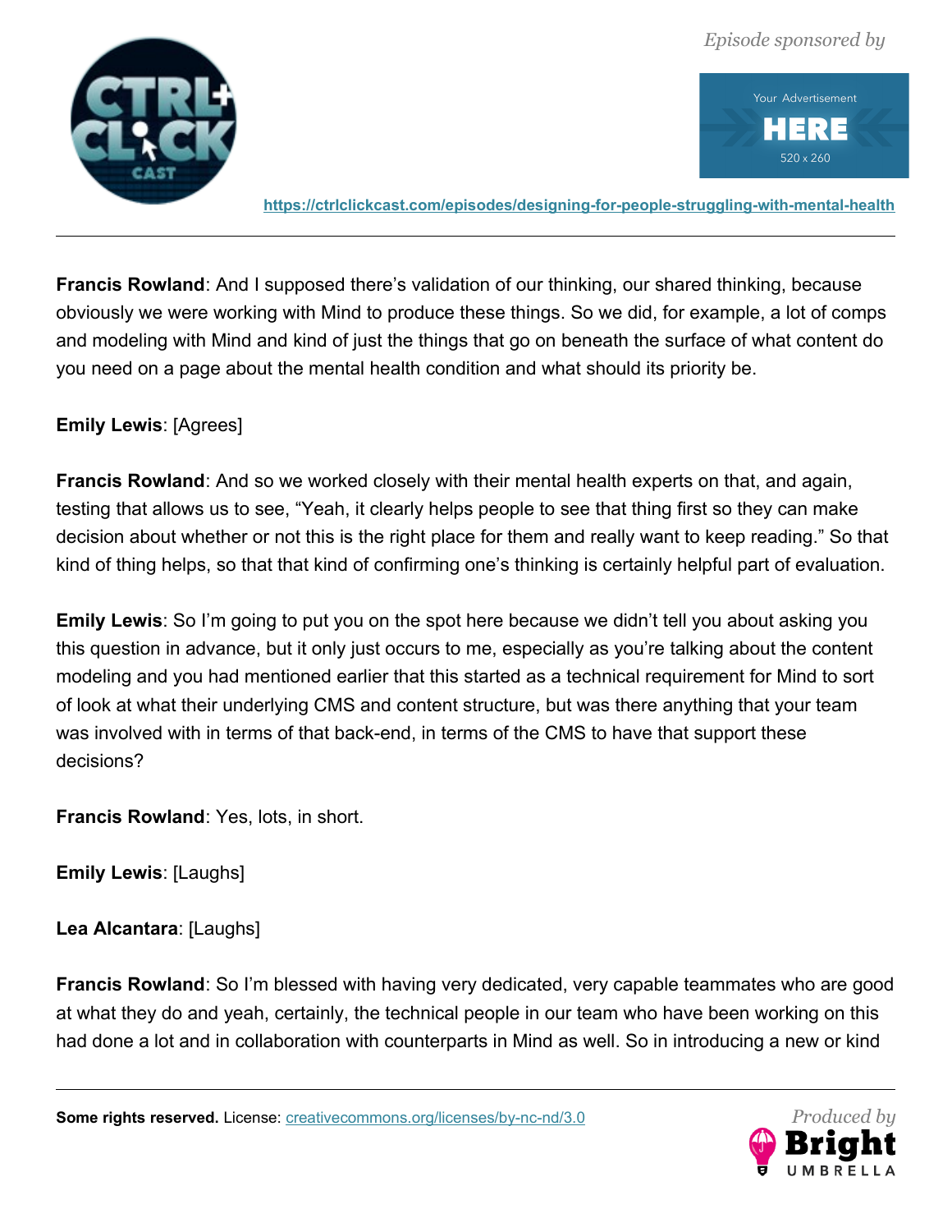**Francis Rowland**: And I supposed there's validation of our thinking, our shared thinking, because obviously we were working with Mind to produce these things. So we did, for example, a lot of comps and modeling with Mind and kind of just the things that go on beneath the surface of what content do you need on a page about the mental health condition and what should its priority be.

**Emily Lewis**: [Agrees]

**Francis Rowland**: And so we worked closely with their mental health experts on that, and again, testing that allows us to see, "Yeah, it clearly helps people to see that thing first so they can make decision about whether or not this is the right place for them and really want to keep reading." So that kind of thing helps, so that that kind of confirming one's thinking is certainly helpful part of evaluation.

**Emily Lewis**: So I'm going to put you on the spot here because we didn't tell you about asking you this question in advance, but it only just occurs to me, especially as you're talking about the content modeling and you had mentioned earlier that this started as a technical requirement for Mind to sort of look at what their underlying CMS and content structure, but was there anything that your team was involved with in terms of that back-end, in terms of the CMS to have that support these decisions?

**Francis Rowland**: Yes, lots, in short.

**Emily Lewis**: [Laughs]

**Lea Alcantara**: [Laughs]

**Francis Rowland**: So I'm blessed with having very dedicated, very capable teammates who are good at what they do and yeah, certainly, the technical people in our team who have been working on this had done a lot and in collaboration with counterparts in Mind as well. So in introducing a new or kind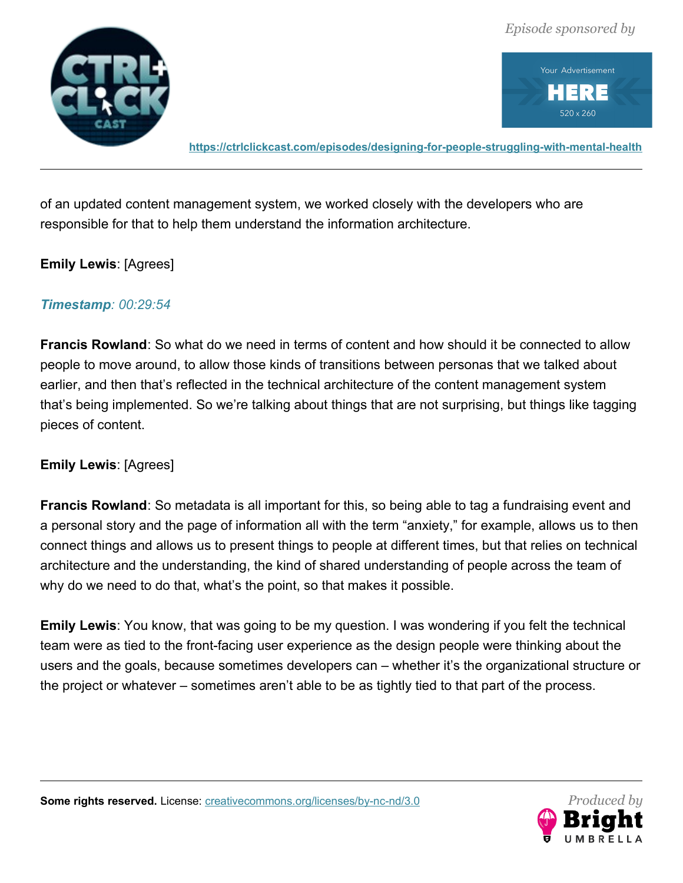of an updated content management system, we worked closely with the developers who are responsible for that to help them understand the information architecture.

**Emily Lewis**: [Agrees]

***Timestamp**: 00:29:54*

**Francis Rowland**: So what do we need in terms of content and how should it be connected to allow people to move around, to allow those kinds of transitions between personas that we talked about earlier, and then that's reflected in the technical architecture of the content management system that's being implemented. So we're talking about things that are not surprising, but things like tagging pieces of content.

**Emily Lewis**: [Agrees]

**Francis Rowland**: So metadata is all important for this, so being able to tag a fundraising event and a personal story and the page of information all with the term "anxiety," for example, allows us to then connect things and allows us to present things to people at different times, but that relies on technical architecture and the understanding, the kind of shared understanding of people across the team of why do we need to do that, what's the point, so that makes it possible.

**Emily Lewis**: You know, that was going to be my question. I was wondering if you felt the technical team were as tied to the front-facing user experience as the design people were thinking about the users and the goals, because sometimes developers can – whether it's the organizational structure or the project or whatever – sometimes aren't able to be as tightly tied to that part of the process.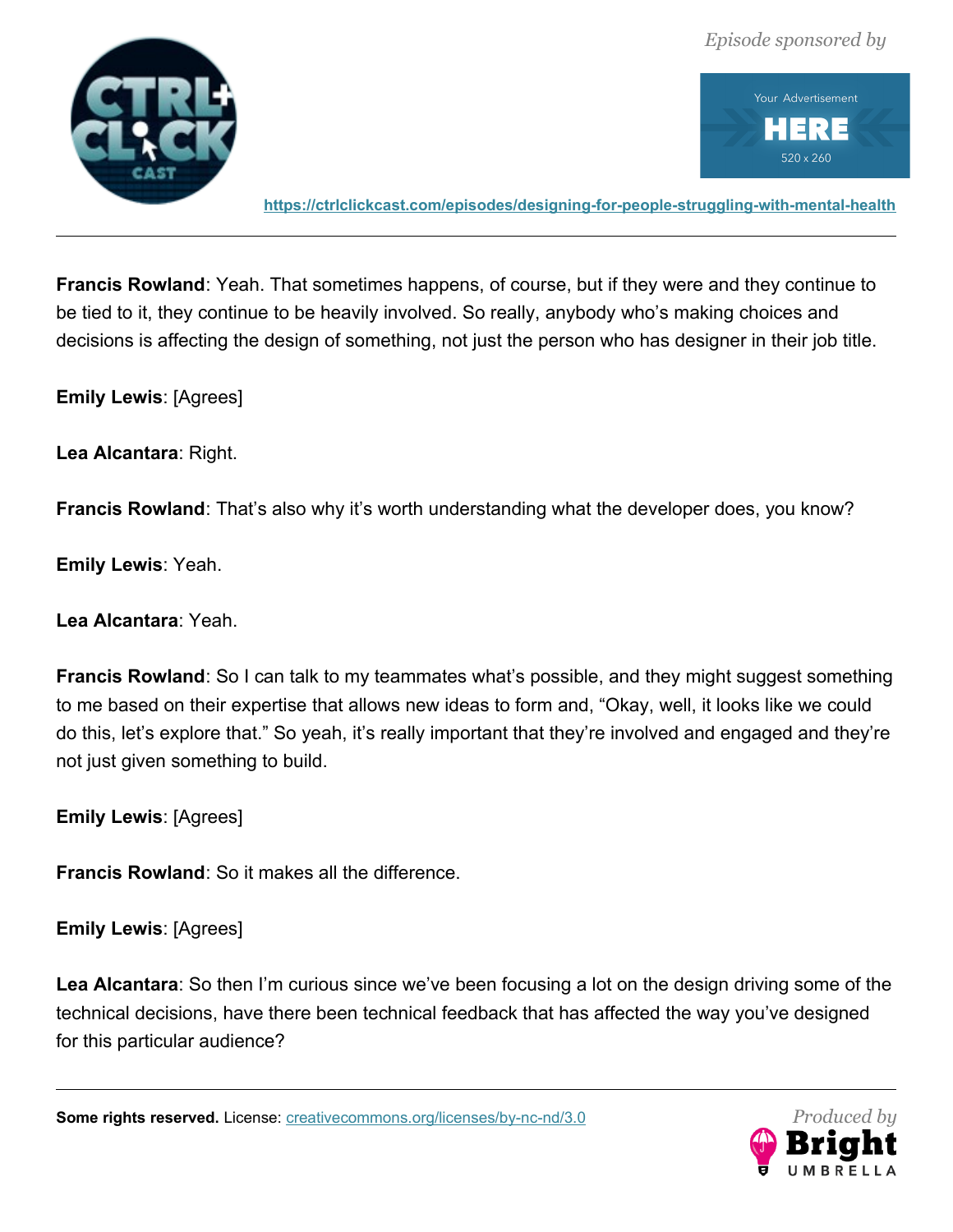**Francis Rowland**: Yeah. That sometimes happens, of course, but if they were and they continue to be tied to it, they continue to be heavily involved. So really, anybody who's making choices and decisions is affecting the design of something, not just the person who has designer in their job title.

**Emily Lewis**: [Agrees]

**Lea Alcantara**: Right.

**Francis Rowland**: That's also why it's worth understanding what the developer does, you know?

**Emily Lewis**: Yeah.

**Lea Alcantara**: Yeah.

**Francis Rowland**: So I can talk to my teammates what's possible, and they might suggest something to me based on their expertise that allows new ideas to form and, "Okay, well, it looks like we could do this, let's explore that." So yeah, it's really important that they're involved and engaged and they're not just given something to build.

**Emily Lewis**: [Agrees]

**Francis Rowland**: So it makes all the difference.

**Emily Lewis**: [Agrees]

**Lea Alcantara**: So then I'm curious since we've been focusing a lot on the design driving some of the technical decisions, have there been technical feedback that has affected the way you've designed for this particular audience?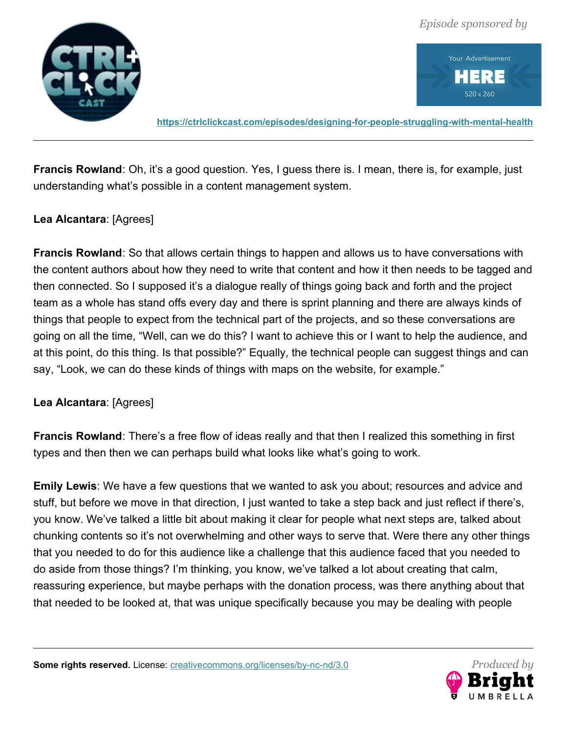**Francis Rowland**: Oh, it’s a good question. Yes, I guess there is. I mean, there is, for example, just understanding what’s possible in a content management system.

**Lea Alcantara**: [Agrees]

**Francis Rowland**: So that allows certain things to happen and allows us to have conversations with the content authors about how they need to write that content and how it then needs to be tagged and then connected. So I supposed it’s a dialogue really of things going back and forth and the project team as a whole has stand offs every day and there is sprint planning and there are always kinds of things that people to expect from the technical part of the projects, and so these conversations are going on all the time, “Well, can we do this? I want to achieve this or I want to help the audience, and at this point, do this thing. Is that possible?” Equally, the technical people can suggest things and can say, “Look, we can do these kinds of things with maps on the website, for example.”

**Lea Alcantara**: [Agrees]

**Francis Rowland**: There’s a free flow of ideas really and that then I realized this something in first types and then then we can perhaps build what looks like what’s going to work.

**Emily Lewis**: We have a few questions that we wanted to ask you about; resources and advice and stuff, but before we move in that direction, I just wanted to take a step back and just reflect if there’s, you know. We’ve talked a little bit about making it clear for people what next steps are, talked about chunking contents so it’s not overwhelming and other ways to serve that. Were there any other things that you needed to do for this audience like a challenge that this audience faced that you needed to do aside from those things? I’m thinking, you know, we’ve talked a lot about creating that calm, reassuring experience, but maybe perhaps with the donation process, was there anything about that that needed to be looked at, that was unique specifically because you may be dealing with people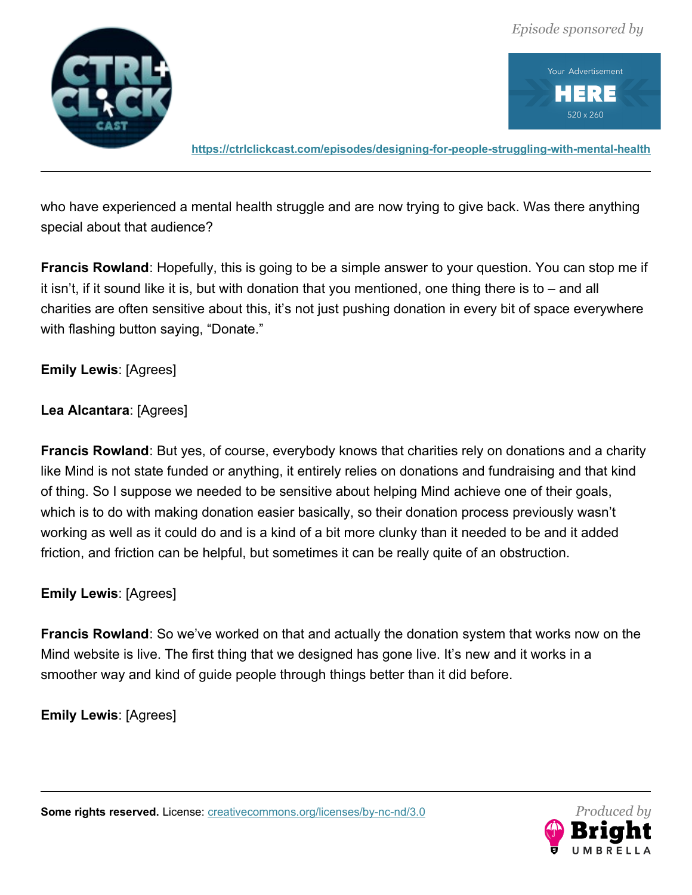who have experienced a mental health struggle and are now trying to give back. Was there anything special about that audience?

**Francis Rowland**: Hopefully, this is going to be a simple answer to your question. You can stop me if it isn't, if it sound like it is, but with donation that you mentioned, one thing there is to – and all charities are often sensitive about this, it's not just pushing donation in every bit of space everywhere with flashing button saying, "Donate."

**Emily Lewis**: [Agrees]

**Lea Alcantara**: [Agrees]

**Francis Rowland**: But yes, of course, everybody knows that charities rely on donations and a charity like Mind is not state funded or anything, it entirely relies on donations and fundraising and that kind of thing. So I suppose we needed to be sensitive about helping Mind achieve one of their goals, which is to do with making donation easier basically, so their donation process previously wasn't working as well as it could do and is a kind of a bit more clunky than it needed to be and it added friction, and friction can be helpful, but sometimes it can be really quite of an obstruction.

**Emily Lewis**: [Agrees]

**Francis Rowland**: So we've worked on that and actually the donation system that works now on the Mind website is live. The first thing that we designed has gone live. It's new and it works in a smoother way and kind of guide people through things better than it did before.

**Emily Lewis**: [Agrees]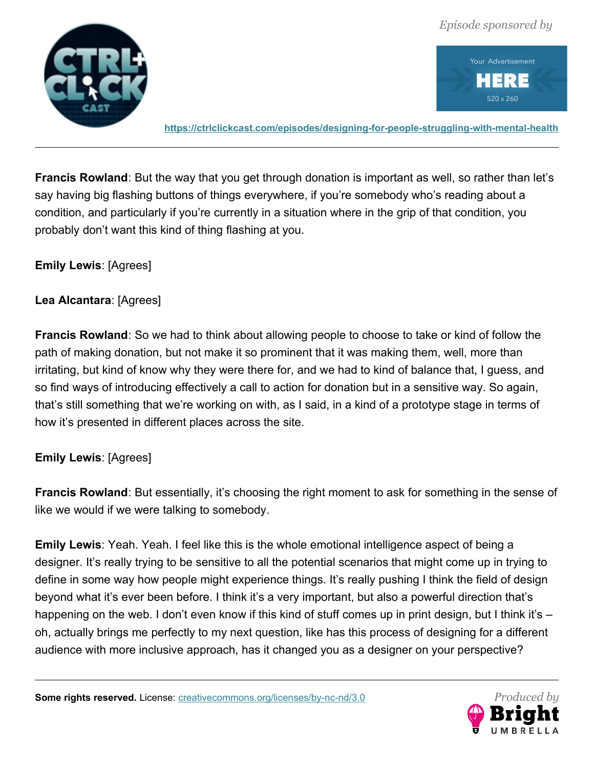**Francis Rowland**: But the way that you get through donation is important as well, so rather than let's say having big flashing buttons of things everywhere, if you're somebody who's reading about a condition, and particularly if you're currently in a situation where in the grip of that condition, you probably don't want this kind of thing flashing at you.

**Emily Lewis**: [Agrees]

**Lea Alcantara**: [Agrees]

**Francis Rowland**: So we had to think about allowing people to choose to take or kind of follow the path of making donation, but not make it so prominent that it was making them, well, more than irritating, but kind of know why they were there for, and we had to kind of balance that, I guess, and so find ways of introducing effectively a call to action for donation but in a sensitive way. So again, that's still something that we're working on with, as I said, in a kind of a prototype stage in terms of how it's presented in different places across the site.

**Emily Lewis**: [Agrees]

**Francis Rowland**: But essentially, it's choosing the right moment to ask for something in the sense of like we would if we were talking to somebody.

**Emily Lewis**: Yeah. Yeah. I feel like this is the whole emotional intelligence aspect of being a designer. It's really trying to be sensitive to all the potential scenarios that might come up in trying to define in some way how people might experience things. It's really pushing I think the field of design beyond what it's ever been before. I think it's a very important, but also a powerful direction that's happening on the web. I don't even know if this kind of stuff comes up in print design, but I think it's – oh, actually brings me perfectly to my next question, like has this process of designing for a different audience with more inclusive approach, has it changed you as a designer on your perspective?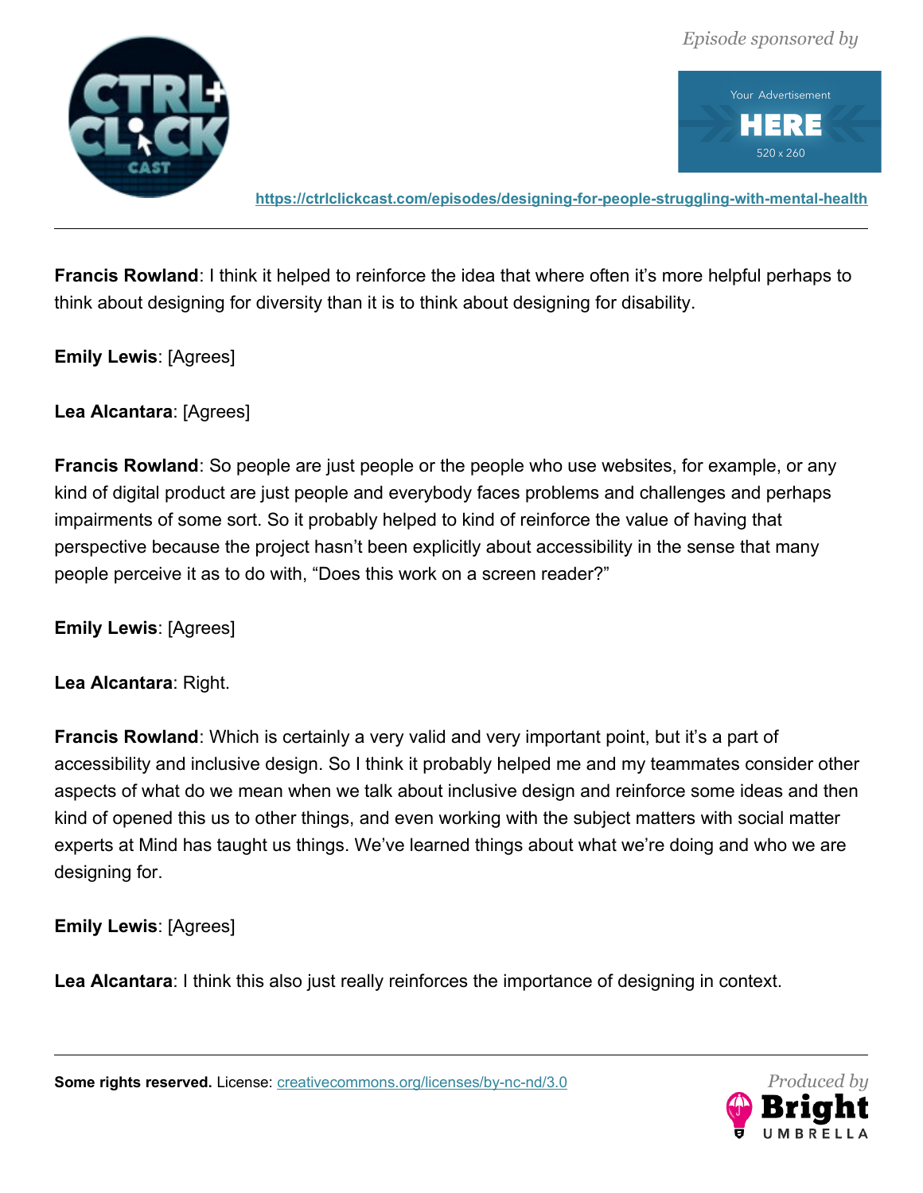**Francis Rowland**: I think it helped to reinforce the idea that where often it’s more helpful perhaps to think about designing for diversity than it is to think about designing for disability.

**Emily Lewis**: [Agrees]

**Lea Alcantara**: [Agrees]

**Francis Rowland**: So people are just people or the people who use websites, for example, or any kind of digital product are just people and everybody faces problems and challenges and perhaps impairments of some sort. So it probably helped to kind of reinforce the value of having that perspective because the project hasn’t been explicitly about accessibility in the sense that many people perceive it as to do with, “Does this work on a screen reader?”

**Emily Lewis**: [Agrees]

**Lea Alcantara**: Right.

**Francis Rowland**: Which is certainly a very valid and very important point, but it’s a part of accessibility and inclusive design. So I think it probably helped me and my teammates consider other aspects of what do we mean when we talk about inclusive design and reinforce some ideas and then kind of opened this us to other things, and even working with the subject matters with social matter experts at Mind has taught us things. We’ve learned things about what we’re doing and who we are designing for.

**Emily Lewis**: [Agrees]

**Lea Alcantara**: I think this also just really reinforces the importance of designing in context.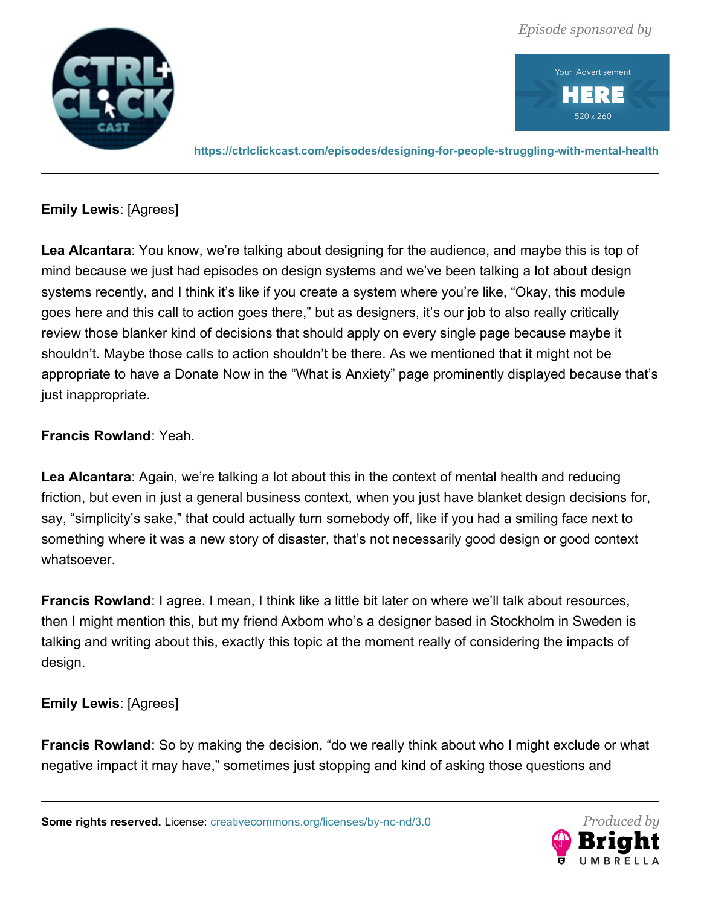**Emily Lewis**: [Agrees]

**Lea Alcantara**: You know, we're talking about designing for the audience, and maybe this is top of mind because we just had episodes on design systems and we've been talking a lot about design systems recently, and I think it's like if you create a system where you're like, "Okay, this module goes here and this call to action goes there," but as designers, it's our job to also really critically review those blanker kind of decisions that should apply on every single page because maybe it shouldn't. Maybe those calls to action shouldn't be there. As we mentioned that it might not be appropriate to have a Donate Now in the "What is Anxiety" page prominently displayed because that's just inappropriate.

**Francis Rowland**: Yeah.

**Lea Alcantara**: Again, we're talking a lot about this in the context of mental health and reducing friction, but even in just a general business context, when you just have blanket design decisions for, say, "simplicity's sake," that could actually turn somebody off, like if you had a smiling face next to something where it was a new story of disaster, that's not necessarily good design or good context whatsoever.

**Francis Rowland**: I agree. I mean, I think like a little bit later on where we'll talk about resources, then I might mention this, but my friend Axbom who's a designer based in Stockholm in Sweden is talking and writing about this, exactly this topic at the moment really of considering the impacts of design.

**Emily Lewis**: [Agrees]

**Francis Rowland**: So by making the decision, "do we really think about who I might exclude or what negative impact it may have," sometimes just stopping and kind of asking those questions and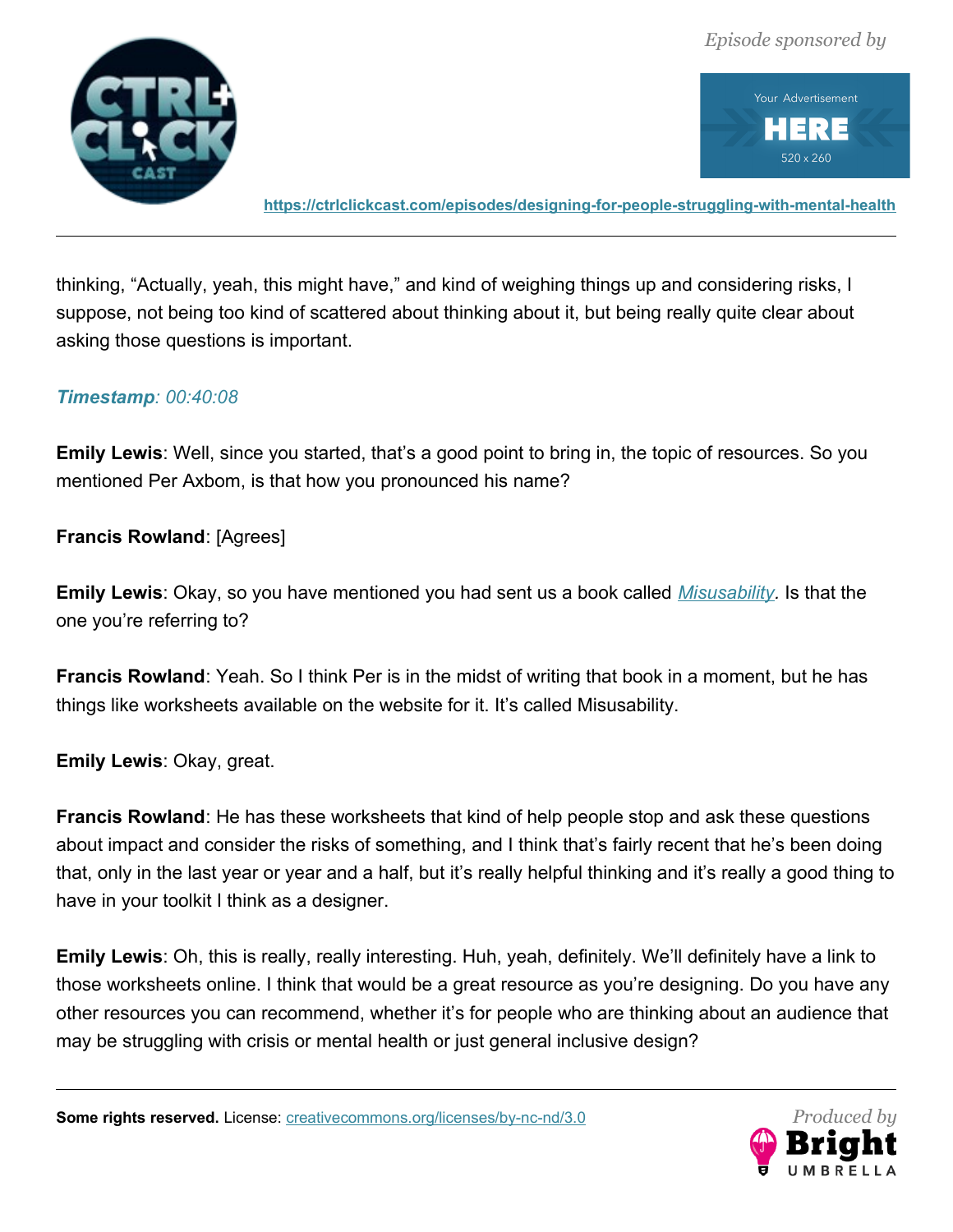thinking, "Actually, yeah, this might have," and kind of weighing things up and considering risks, I suppose, not being too kind of scattered about thinking about it, but being really quite clear about asking those questions is important.

***Timestamp**: 00:40:08*

**Emily Lewis**: Well, since you started, that's a good point to bring in, the topic of resources. So you mentioned Per Axbom, is that how you pronounced his name?

**Francis Rowland**: [Agrees]

**Emily Lewis**: Okay, so you have mentioned you had sent us a book called *Misusability*. Is that the one you're referring to?

**Francis Rowland**: Yeah. So I think Per is in the midst of writing that book in a moment, but he has things like worksheets available on the website for it. It's called Misusability.

**Emily Lewis**: Okay, great.

**Francis Rowland**: He has these worksheets that kind of help people stop and ask these questions about impact and consider the risks of something, and I think that's fairly recent that he's been doing that, only in the last year or year and a half, but it's really helpful thinking and it's really a good thing to have in your toolkit I think as a designer.

**Emily Lewis**: Oh, this is really, really interesting. Huh, yeah, definitely. We'll definitely have a link to those worksheets online. I think that would be a great resource as you're designing. Do you have any other resources you can recommend, whether it's for people who are thinking about an audience that may be struggling with crisis or mental health or just general inclusive design?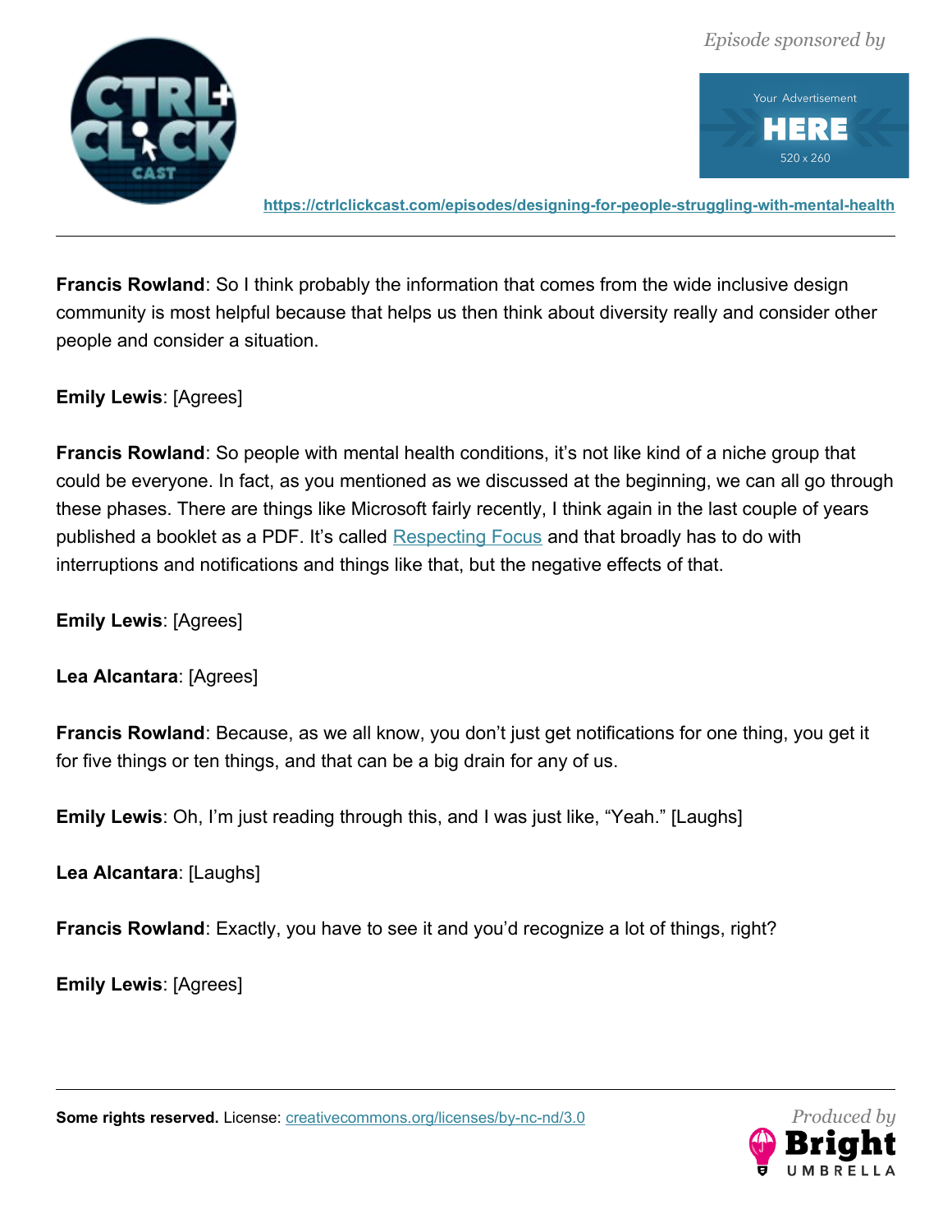**Francis Rowland**: So I think probably the information that comes from the wide inclusive design community is most helpful because that helps us then think about diversity really and consider other people and consider a situation.

**Emily Lewis**: [Agrees]

**Francis Rowland**: So people with mental health conditions, it's not like kind of a niche group that could be everyone. In fact, as you mentioned as we discussed at the beginning, we can all go through these phases. There are things like Microsoft fairly recently, I think again in the last couple of years published a booklet as a PDF. It's called [Respecting Focus] and that broadly has to do with interruptions and notifications and things like that, but the negative effects of that.

**Emily Lewis**: [Agrees]

**Lea Alcantara**: [Agrees]

**Francis Rowland**: Because, as we all know, you don't just get notifications for one thing, you get it for five things or ten things, and that can be a big drain for any of us.

**Emily Lewis**: Oh, I'm just reading through this, and I was just like, "Yeah." [Laughs]

**Lea Alcantara**: [Laughs]

**Francis Rowland**: Exactly, you have to see it and you'd recognize a lot of things, right?

**Emily Lewis**: [Agrees]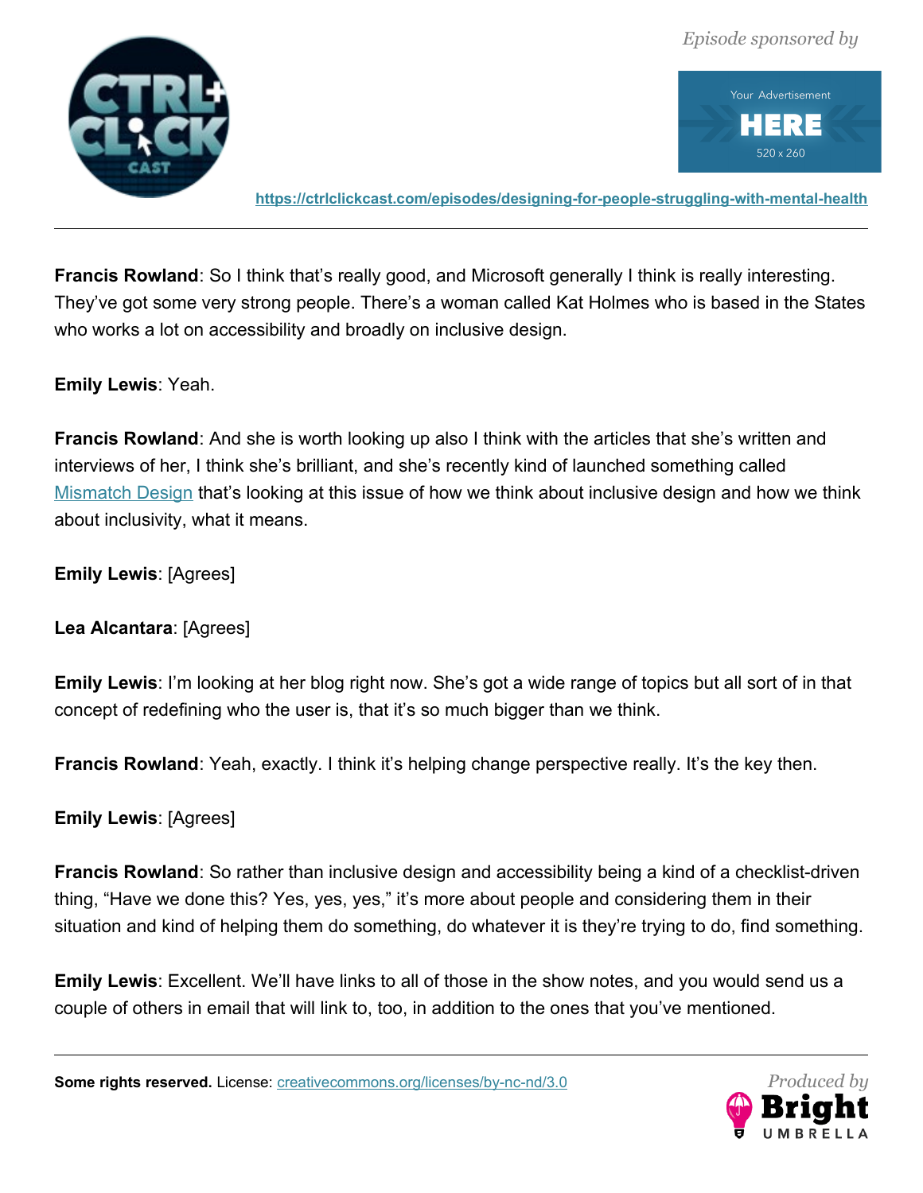**Francis Rowland**: So I think that’s really good, and Microsoft generally I think is really interesting. They’ve got some very strong people. There’s a woman called Kat Holmes who is based in the States who works a lot on accessibility and broadly on inclusive design.

**Emily Lewis**: Yeah.

**Francis Rowland**: And she is worth looking up also I think with the articles that she’s written and interviews of her, I think she’s brilliant, and she’s recently kind of launched something called Mismatch Design that’s looking at this issue of how we think about inclusive design and how we think about inclusivity, what it means.

**Emily Lewis**: [Agrees]

**Lea Alcantara**: [Agrees]

**Emily Lewis**: I’m looking at her blog right now. She’s got a wide range of topics but all sort of in that concept of redefining who the user is, that it’s so much bigger than we think.

**Francis Rowland**: Yeah, exactly. I think it’s helping change perspective really. It’s the key then.

**Emily Lewis**: [Agrees]

**Francis Rowland**: So rather than inclusive design and accessibility being a kind of a checklist-driven thing, “Have we done this? Yes, yes, yes,” it’s more about people and considering them in their situation and kind of helping them do something, do whatever it is they’re trying to do, find something.

**Emily Lewis**: Excellent. We’ll have links to all of those in the show notes, and you would send us a couple of others in email that will link to, too, in addition to the ones that you’ve mentioned.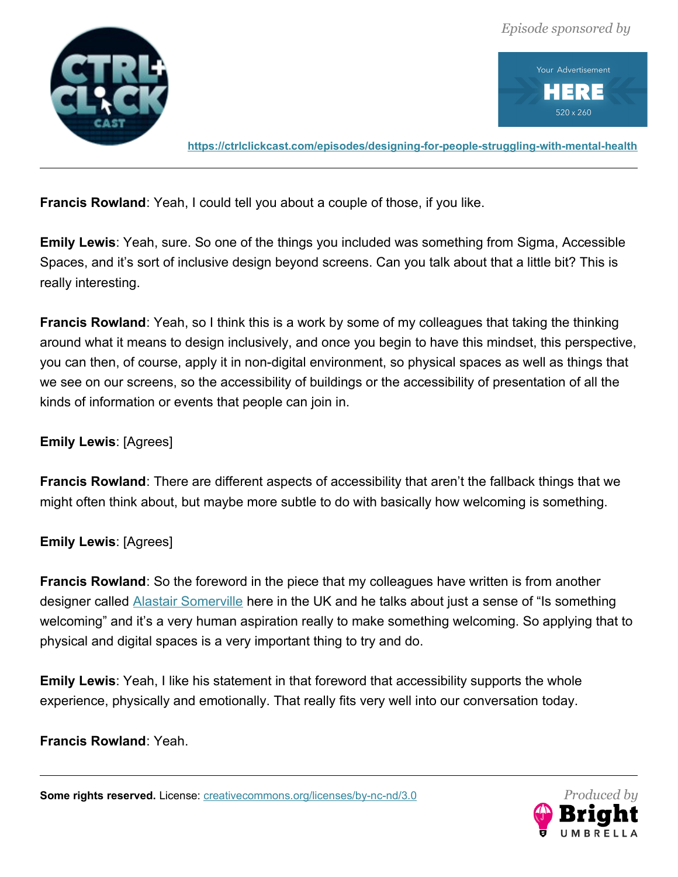**Francis Rowland**: Yeah, I could tell you about a couple of those, if you like.

**Emily Lewis**: Yeah, sure. So one of the things you included was something from Sigma, Accessible Spaces, and it's sort of inclusive design beyond screens. Can you talk about that a little bit? This is really interesting.

**Francis Rowland**: Yeah, so I think this is a work by some of my colleagues that taking the thinking around what it means to design inclusively, and once you begin to have this mindset, this perspective, you can then, of course, apply it in non-digital environment, so physical spaces as well as things that we see on our screens, so the accessibility of buildings or the accessibility of presentation of all the kinds of information or events that people can join in.

**Emily Lewis**: [Agrees]

**Francis Rowland**: There are different aspects of accessibility that aren't the fallback things that we might often think about, but maybe more subtle to do with basically how welcoming is something.

**Emily Lewis**: [Agrees]

**Francis Rowland**: So the foreword in the piece that my colleagues have written is from another designer called [Alastair Somerville] here in the UK and he talks about just a sense of "Is something welcoming" and it's a very human aspiration really to make something welcoming. So applying that to physical and digital spaces is a very important thing to try and do.

**Emily Lewis**: Yeah, I like his statement in that foreword that accessibility supports the whole experience, physically and emotionally. That really fits very well into our conversation today.

**Francis Rowland**: Yeah.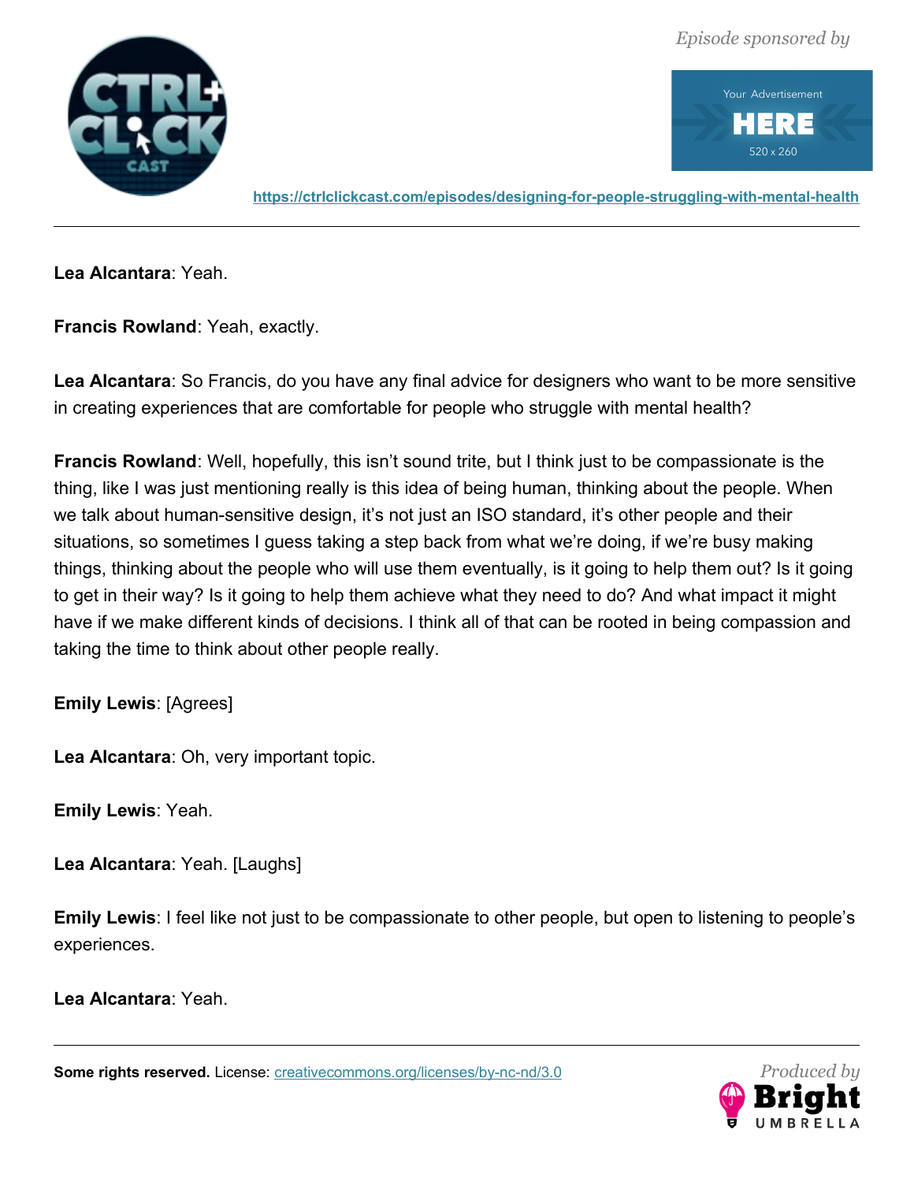**Lea Alcantara**: Yeah.

**Francis Rowland**: Yeah, exactly.

**Lea Alcantara**: So Francis, do you have any final advice for designers who want to be more sensitive in creating experiences that are comfortable for people who struggle with mental health?

**Francis Rowland**: Well, hopefully, this isn't sound trite, but I think just to be compassionate is the thing, like I was just mentioning really is this idea of being human, thinking about the people. When we talk about human-sensitive design, it's not just an ISO standard, it's other people and their situations, so sometimes I guess taking a step back from what we're doing, if we're busy making things, thinking about the people who will use them eventually, is it going to help them out? Is it going to get in their way? Is it going to help them achieve what they need to do? And what impact it might have if we make different kinds of decisions. I think all of that can be rooted in being compassion and taking the time to think about other people really.

**Emily Lewis**: [Agrees]

**Lea Alcantara**: Oh, very important topic.

**Emily Lewis**: Yeah.

**Lea Alcantara**: Yeah. [Laughs]

**Emily Lewis**: I feel like not just to be compassionate to other people, but open to listening to people's experiences.

**Lea Alcantara**: Yeah.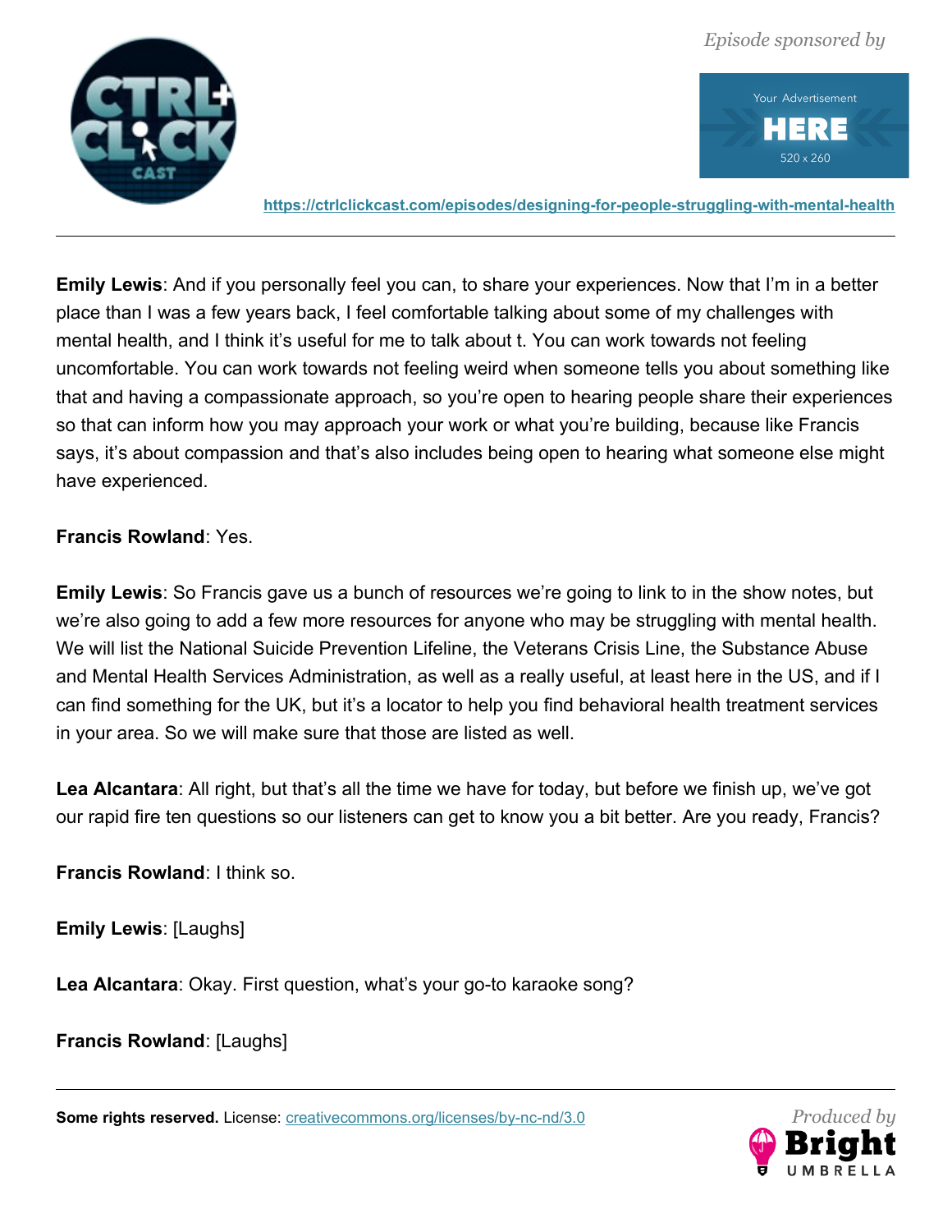**Emily Lewis**: And if you personally feel you can, to share your experiences. Now that I'm in a better place than I was a few years back, I feel comfortable talking about some of my challenges with mental health, and I think it's useful for me to talk about t. You can work towards not feeling uncomfortable. You can work towards not feeling weird when someone tells you about something like that and having a compassionate approach, so you're open to hearing people share their experiences so that can inform how you may approach your work or what you're building, because like Francis says, it's about compassion and that's also includes being open to hearing what someone else might have experienced.

**Francis Rowland**: Yes.

**Emily Lewis**: So Francis gave us a bunch of resources we're going to link to in the show notes, but we're also going to add a few more resources for anyone who may be struggling with mental health. We will list the National Suicide Prevention Lifeline, the Veterans Crisis Line, the Substance Abuse and Mental Health Services Administration, as well as a really useful, at least here in the US, and if I can find something for the UK, but it's a locator to help you find behavioral health treatment services in your area. So we will make sure that those are listed as well.

**Lea Alcantara**: All right, but that's all the time we have for today, but before we finish up, we've got our rapid fire ten questions so our listeners can get to know you a bit better. Are you ready, Francis?

**Francis Rowland**: I think so.

**Emily Lewis**: [Laughs]

**Lea Alcantara**: Okay. First question, what's your go-to karaoke song?

**Francis Rowland**: [Laughs]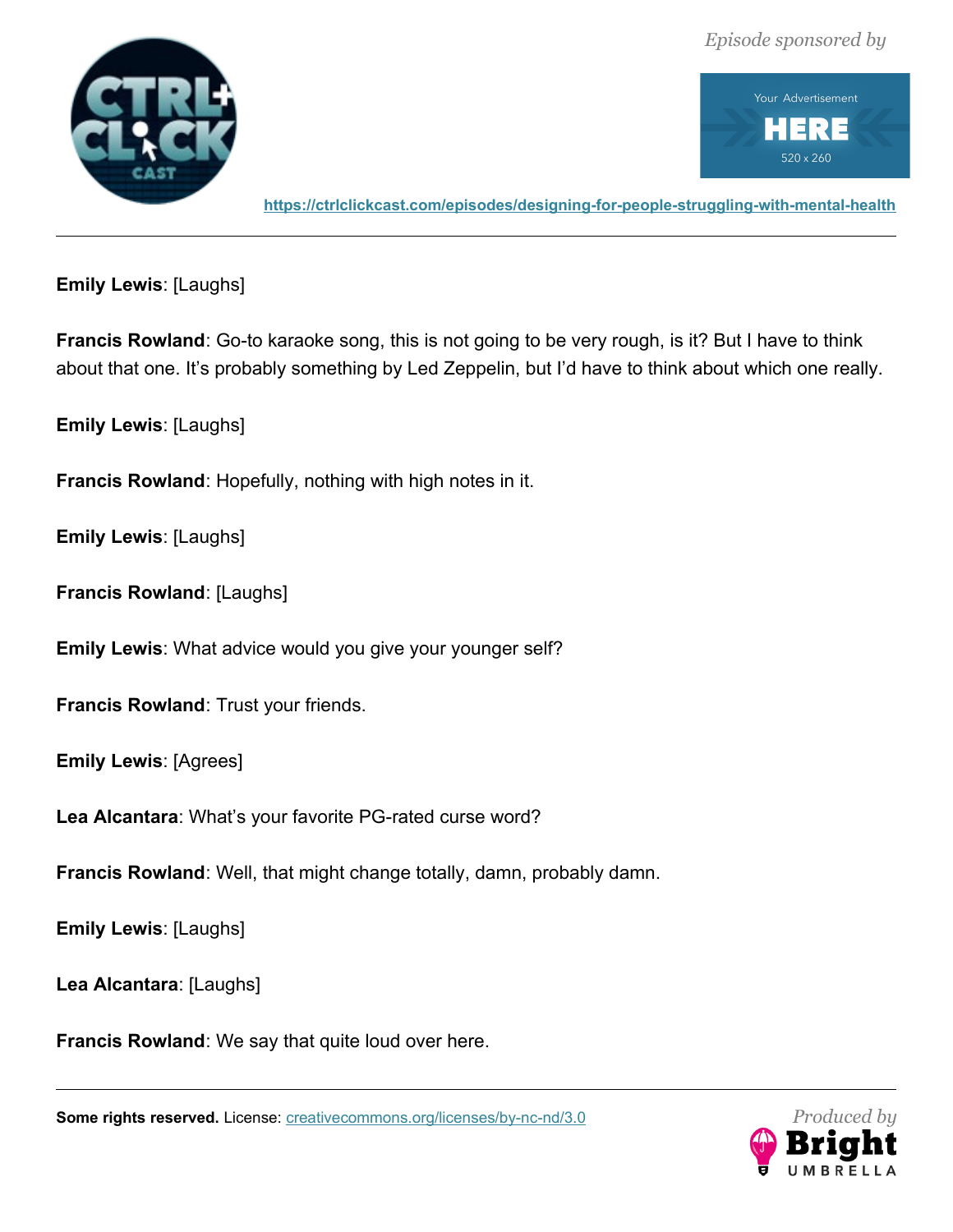**Emily Lewis**: [Laughs]

**Francis Rowland**: Go-to karaoke song, this is not going to be very rough, is it? But I have to think about that one. It's probably something by Led Zeppelin, but I'd have to think about which one really.

**Emily Lewis**: [Laughs]

**Francis Rowland**: Hopefully, nothing with high notes in it.

**Emily Lewis**: [Laughs]

**Francis Rowland**: [Laughs]

**Emily Lewis**: What advice would you give your younger self?

**Francis Rowland**: Trust your friends.

**Emily Lewis**: [Agrees]

**Lea Alcantara**: What's your favorite PG-rated curse word?

**Francis Rowland**: Well, that might change totally, damn, probably damn.

**Emily Lewis**: [Laughs]

**Lea Alcantara**: [Laughs]

**Francis Rowland**: We say that quite loud over here.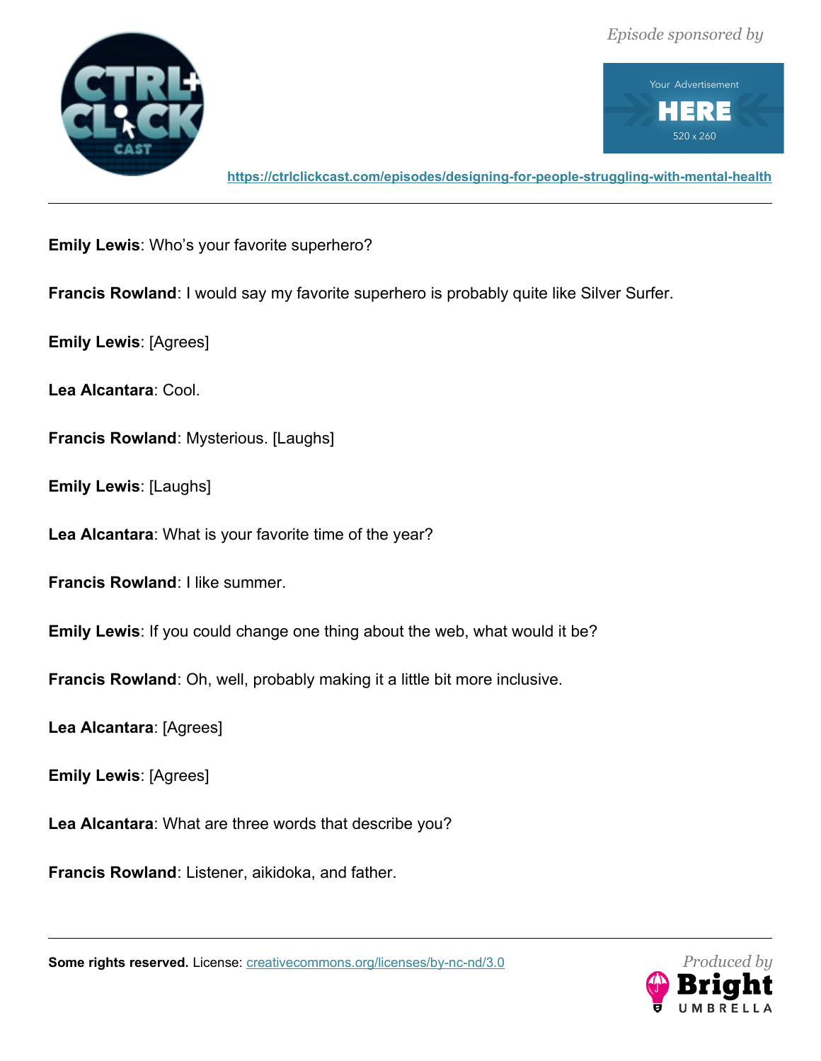**Emily Lewis**: Who's your favorite superhero?

**Francis Rowland**: I would say my favorite superhero is probably quite like Silver Surfer.

**Emily Lewis**: [Agrees]

**Lea Alcantara**: Cool.

**Francis Rowland**: Mysterious. [Laughs]

**Emily Lewis**: [Laughs]

**Lea Alcantara**: What is your favorite time of the year?

**Francis Rowland**: I like summer.

**Emily Lewis**: If you could change one thing about the web, what would it be?

**Francis Rowland**: Oh, well, probably making it a little bit more inclusive.

**Lea Alcantara**: [Agrees]

**Emily Lewis**: [Agrees]

**Lea Alcantara**: What are three words that describe you?

**Francis Rowland**: Listener, aikidoka, and father.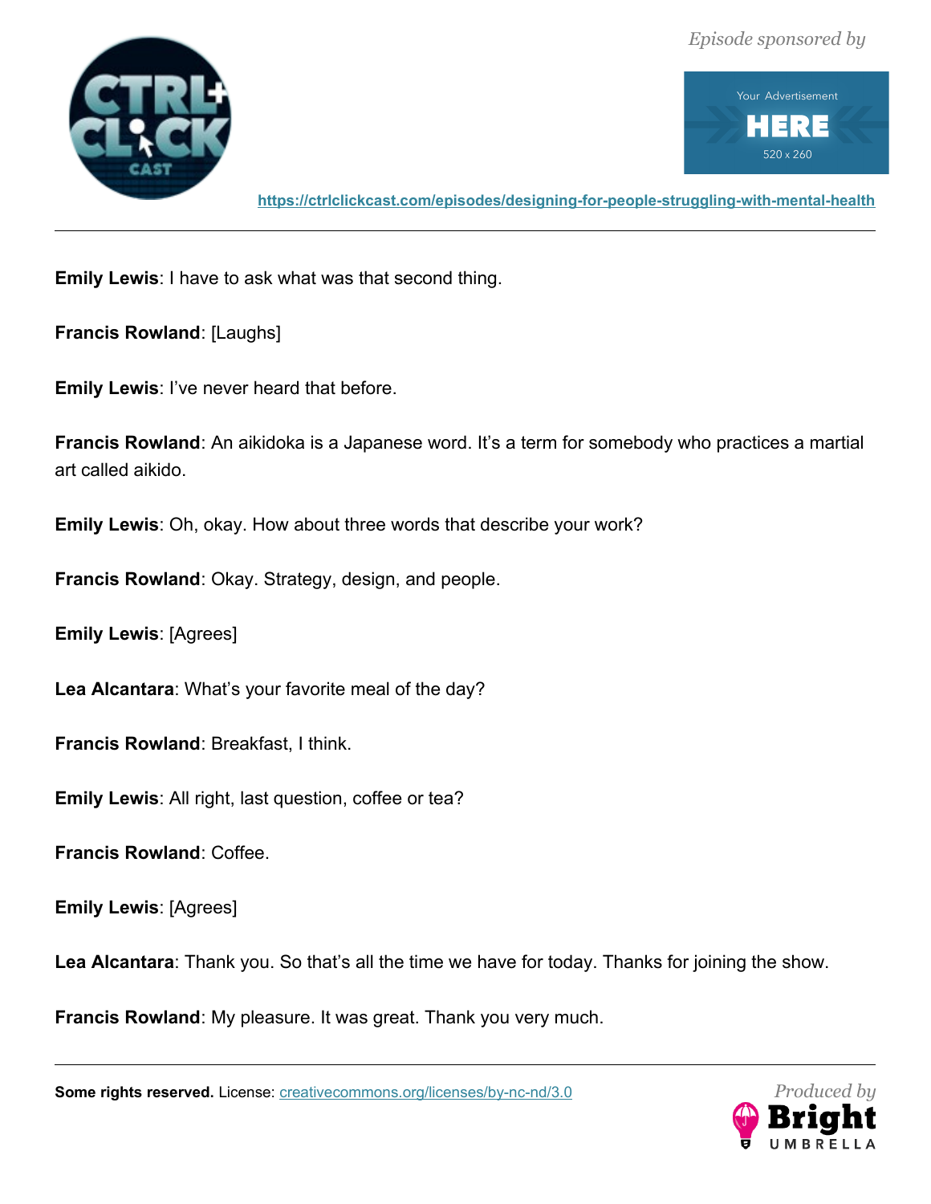**Emily Lewis**: I have to ask what was that second thing.

**Francis Rowland**: [Laughs]

**Emily Lewis**: I've never heard that before.

**Francis Rowland**: An aikidoka is a Japanese word. It's a term for somebody who practices a martial art called aikido.

**Emily Lewis**: Oh, okay. How about three words that describe your work?

**Francis Rowland**: Okay. Strategy, design, and people.

**Emily Lewis**: [Agrees]

**Lea Alcantara**: What's your favorite meal of the day?

**Francis Rowland**: Breakfast, I think.

**Emily Lewis**: All right, last question, coffee or tea?

**Francis Rowland**: Coffee.

**Emily Lewis**: [Agrees]

**Lea Alcantara**: Thank you. So that's all the time we have for today. Thanks for joining the show.

**Francis Rowland**: My pleasure. It was great. Thank you very much.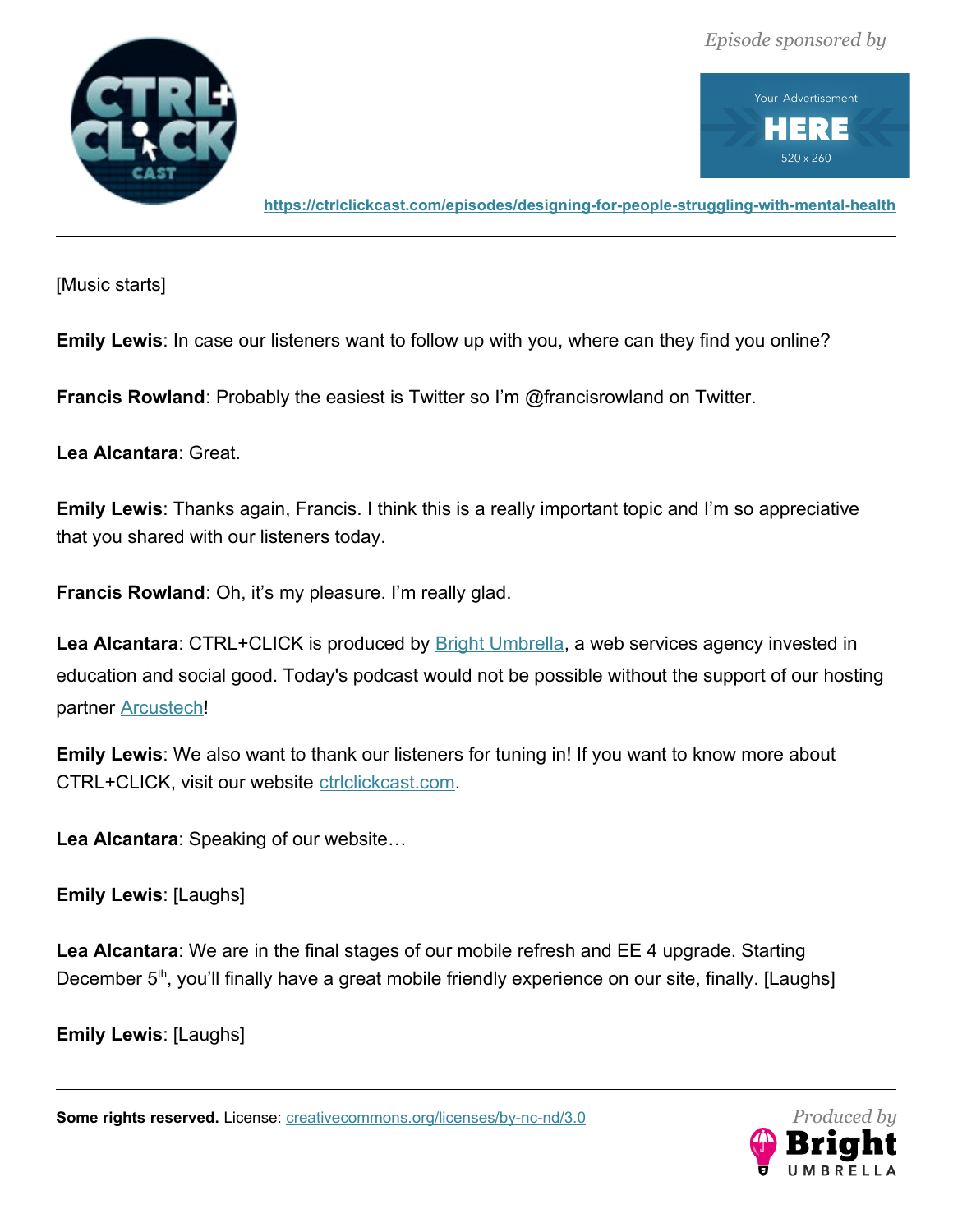[Music starts]

**Emily Lewis**: In case our listeners want to follow up with you, where can they find you online?

**Francis Rowland**: Probably the easiest is Twitter so I'm @francisrowland on Twitter.

**Lea Alcantara**: Great.

**Emily Lewis**: Thanks again, Francis. I think this is a really important topic and I'm so appreciative that you shared with our listeners today.

**Francis Rowland**: Oh, it's my pleasure. I'm really glad.

**Lea Alcantara**: CTRL+CLICK is produced by Bright Umbrella, a web services agency invested in education and social good. Today's podcast would not be possible without the support of our hosting partner Arcustech!

**Emily Lewis**: We also want to thank our listeners for tuning in! If you want to know more about CTRL+CLICK, visit our website ctrlclickcast.com.

**Lea Alcantara**: Speaking of our website…

**Emily Lewis**: [Laughs]

**Lea Alcantara**: We are in the final stages of our mobile refresh and EE 4 upgrade. Starting December 5th, you'll finally have a great mobile friendly experience on our site, finally. [Laughs]

**Emily Lewis**: [Laughs]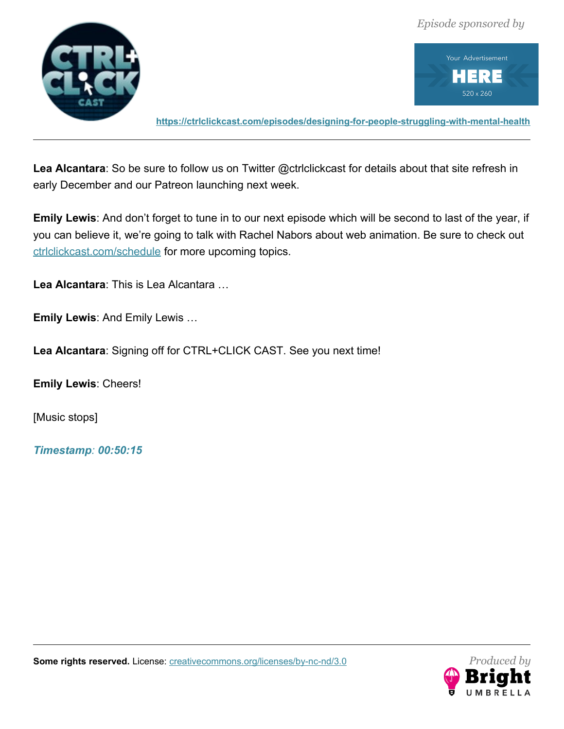**Lea Alcantara**: So be sure to follow us on Twitter @ctrlclickcast for details about that site refresh in early December and our Patreon launching next week.

**Emily Lewis**: And don't forget to tune in to our next episode which will be second to last of the year, if you can believe it, we're going to talk with Rachel Nabors about web animation. Be sure to check out ctrlclickcast.com/schedule for more upcoming topics.

**Lea Alcantara**: This is Lea Alcantara …

**Emily Lewis**: And Emily Lewis …

**Lea Alcantara**: Signing off for CTRL+CLICK CAST. See you next time!

**Emily Lewis**: Cheers!

[Music stops]

***Timestamp**: 00:50:15*